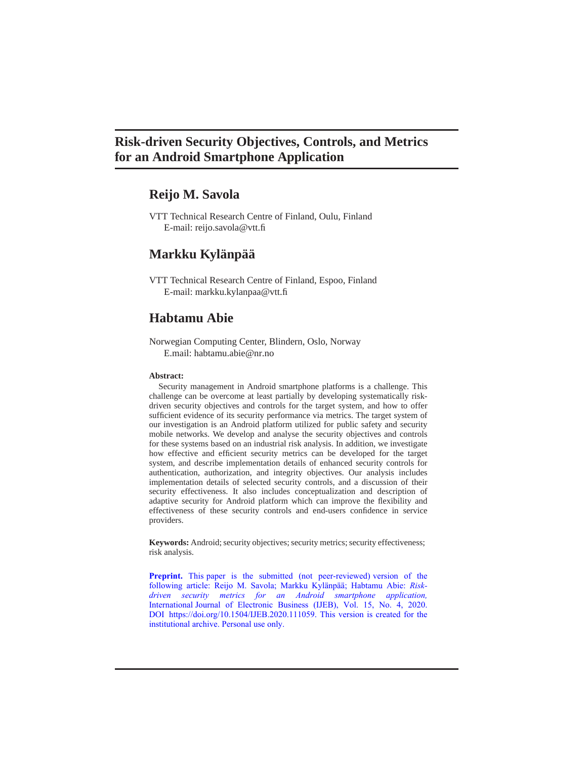# Risk-driven Security Objectives, Controls, and Metrics for an Android Smartphone Application

## Reijo M. Savola

VTT Technical Research Centre of Finland, Oulu, Finland
E-mail: reijo.savola@vtt.fi

## Markku Kylänpää

VTT Technical Research Centre of Finland, Espoo, Finland
E-mail: markku.kylanpaa@vtt.fi

## Habtamu Abie

Norwegian Computing Center, Blindern, Oslo, Norway
E.mail: habtamu.abie@nr.no

**Abstract:**
Security management in Android smartphone platforms is a challenge. This challenge can be overcome at least partially by developing systematically risk-driven security objectives and controls for the target system, and how to offer sufficient evidence of its security performance via metrics. The target system of our investigation is an Android platform utilized for public safety and security mobile networks. We develop and analyse the security objectives and controls for these systems based on an industrial risk analysis. In addition, we investigate how effective and efficient security metrics can be developed for the target system, and describe implementation details of enhanced security controls for authentication, authorization, and integrity objectives. Our analysis includes implementation details of selected security controls, and a discussion of their security effectiveness. It also includes conceptualization and description of adaptive security for Android platform which can improve the flexibility and effectiveness of these security controls and end-users confidence in service providers.

**Keywords:** Android; security objectives; security metrics; security effectiveness; risk analysis.

**Preprint.** This paper is the submitted (not peer-reviewed) version of the following article: Reijo M. Savola; Markku Kylänpää; Habtamu Abie: *Risk-driven security metrics for an Android smartphone application,* International Journal of Electronic Business (IJEB), Vol. 15, No. 4, 2020. DOI https://doi.org/10.1504/IJEB.2020.111059. This version is created for the institutional archive. Personal use only.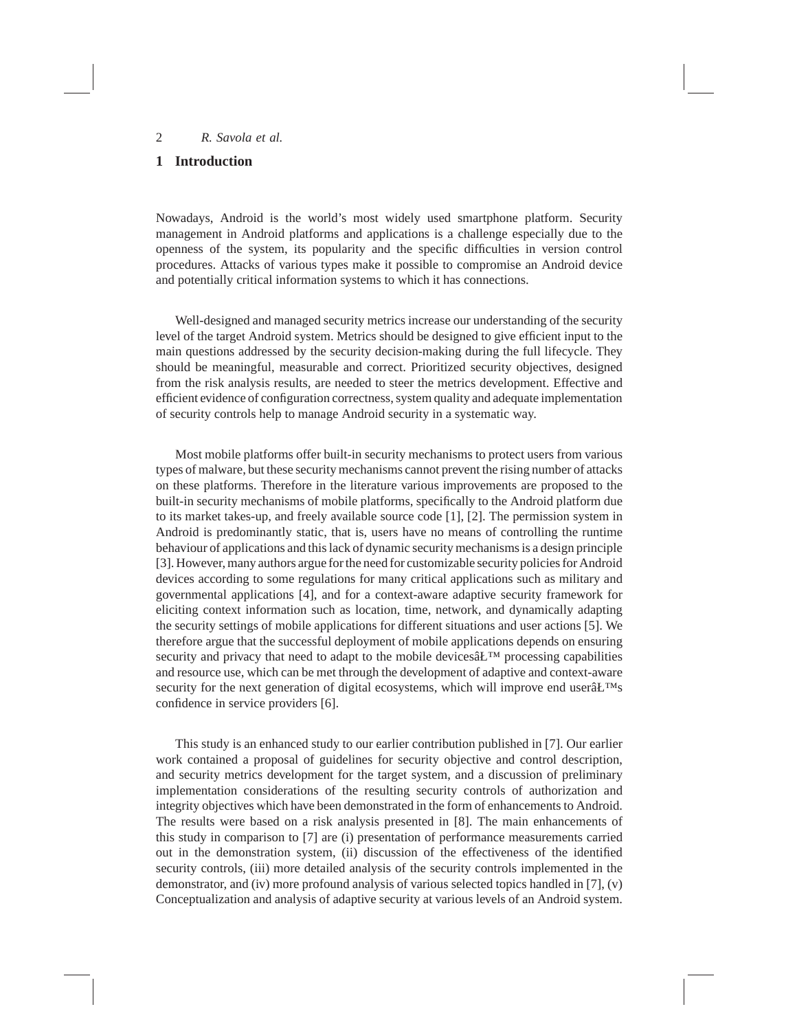## 1 Introduction

Nowadays, Android is the world's most widely used smartphone platform. Security management in Android platforms and applications is a challenge especially due to the openness of the system, its popularity and the specific difficulties in version control procedures. Attacks of various types make it possible to compromise an Android device and potentially critical information systems to which it has connections.

Well-designed and managed security metrics increase our understanding of the security level of the target Android system. Metrics should be designed to give efficient input to the main questions addressed by the security decision-making during the full lifecycle. They should be meaningful, measurable and correct. Prioritized security objectives, designed from the risk analysis results, are needed to steer the metrics development. Effective and efficient evidence of configuration correctness, system quality and adequate implementation of security controls help to manage Android security in a systematic way.

Most mobile platforms offer built-in security mechanisms to protect users from various types of malware, but these security mechanisms cannot prevent the rising number of attacks on these platforms. Therefore in the literature various improvements are proposed to the built-in security mechanisms of mobile platforms, specifically to the Android platform due to its market takes-up, and freely available source code [1], [2]. The permission system in Android is predominantly static, that is, users have no means of controlling the runtime behaviour of applications and this lack of dynamic security mechanisms is a design principle [3]. However, many authors argue for the need for customizable security policies for Android devices according to some regulations for many critical applications such as military and governmental applications [4], and for a context-aware adaptive security framework for eliciting context information such as location, time, network, and dynamically adapting the security settings of mobile applications for different situations and user actions [5]. We therefore argue that the successful deployment of mobile applications depends on ensuring security and privacy that need to adapt to the mobile devicesâŁ™ processing capabilities and resource use, which can be met through the development of adaptive and context-aware security for the next generation of digital ecosystems, which will improve end userâŁ™s confidence in service providers [6].

This study is an enhanced study to our earlier contribution published in [7]. Our earlier work contained a proposal of guidelines for security objective and control description, and security metrics development for the target system, and a discussion of preliminary implementation considerations of the resulting security controls of authorization and integrity objectives which have been demonstrated in the form of enhancements to Android. The results were based on a risk analysis presented in [8]. The main enhancements of this study in comparison to [7] are (i) presentation of performance measurements carried out in the demonstration system, (ii) discussion of the effectiveness of the identified security controls, (iii) more detailed analysis of the security controls implemented in the demonstrator, and (iv) more profound analysis of various selected topics handled in [7], (v) Conceptualization and analysis of adaptive security at various levels of an Android system.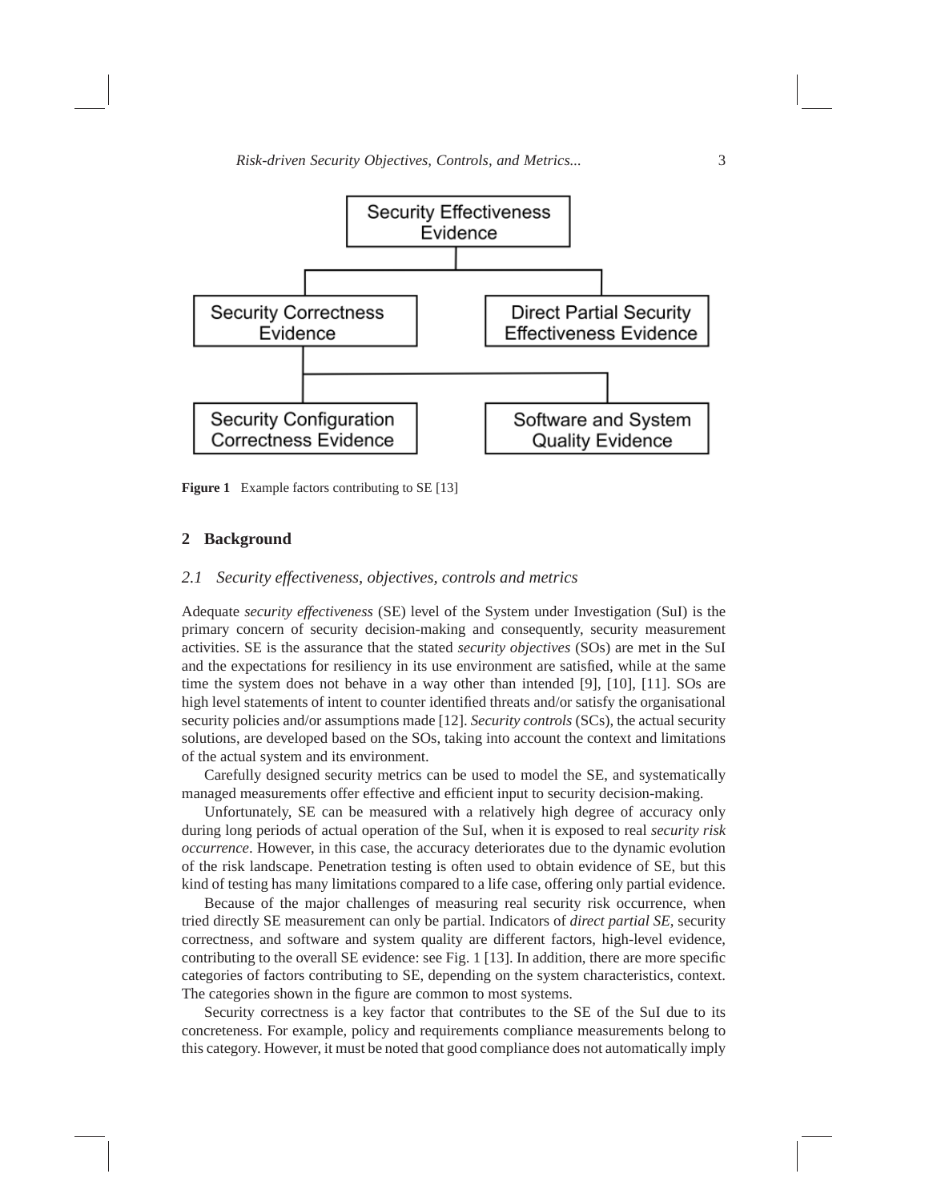Figure 1 Example factors contributing to SE [13]

## 2 Background

### 2.1 Security effectiveness, objectives, controls and metrics

Adequate *security effectiveness* (SE) level of the System under Investigation (SuI) is the primary concern of security decision-making and consequently, security measurement activities. SE is the assurance that the stated *security objectives* (SOs) are met in the SuI and the expectations for resiliency in its use environment are satisfied, while at the same time the system does not behave in a way other than intended [9], [10], [11]. SOs are high level statements of intent to counter identified threats and/or satisfy the organisational security policies and/or assumptions made [12]. *Security controls* (SCs), the actual security solutions, are developed based on the SOs, taking into account the context and limitations of the actual system and its environment.

Carefully designed security metrics can be used to model the SE, and systematically managed measurements offer effective and efficient input to security decision-making.

Unfortunately, SE can be measured with a relatively high degree of accuracy only during long periods of actual operation of the SuI, when it is exposed to real *security risk occurrence*. However, in this case, the accuracy deteriorates due to the dynamic evolution of the risk landscape. Penetration testing is often used to obtain evidence of SE, but this kind of testing has many limitations compared to a life case, offering only partial evidence.

Because of the major challenges of measuring real security risk occurrence, when tried directly SE measurement can only be partial. Indicators of *direct partial SE*, security correctness, and software and system quality are different factors, high-level evidence, contributing to the overall SE evidence: see Fig. 1 [13]. In addition, there are more specific categories of factors contributing to SE, depending on the system characteristics, context. The categories shown in the figure are common to most systems.

Security correctness is a key factor that contributes to the SE of the SuI due to its concreteness. For example, policy and requirements compliance measurements belong to this category. However, it must be noted that good compliance does not automatically imply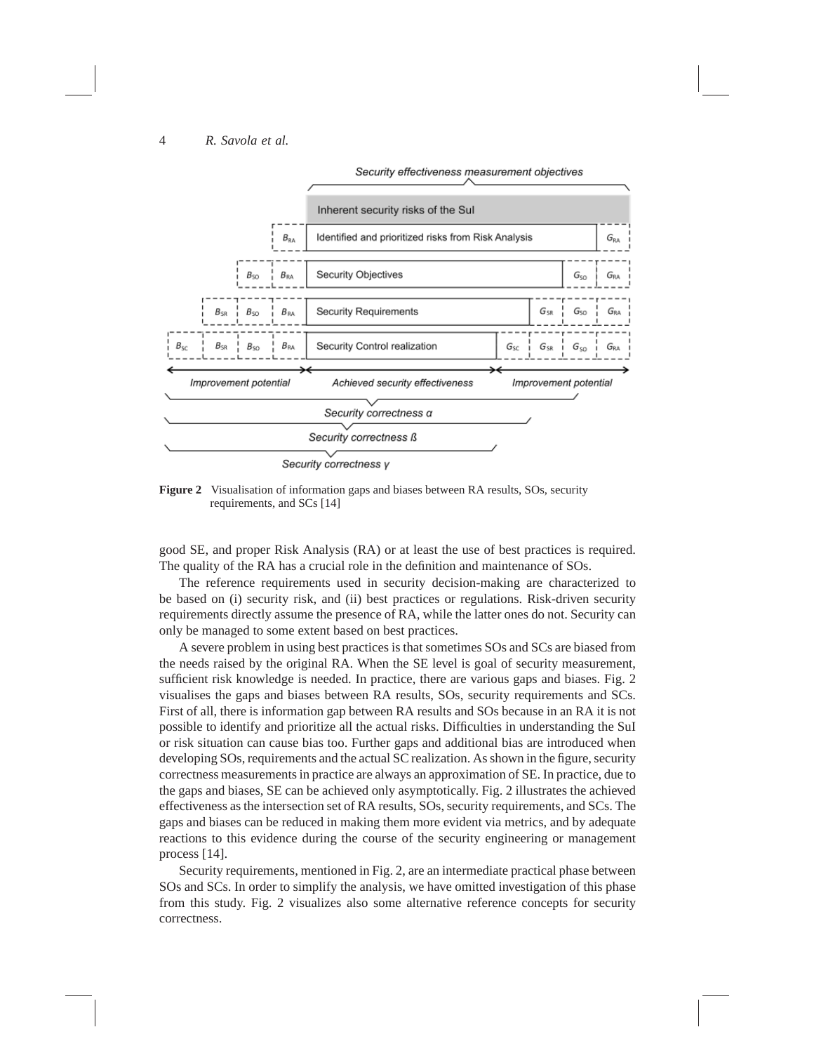Figure 2 Visualisation of information gaps and biases between RA results, SOs, security requirements, and SCs [14]

good SE, and proper Risk Analysis (RA) or at least the use of best practices is required. The quality of the RA has a crucial role in the definition and maintenance of SOs.

The reference requirements used in security decision-making are characterized to be based on (i) security risk, and (ii) best practices or regulations. Risk-driven security requirements directly assume the presence of RA, while the latter ones do not. Security can only be managed to some extent based on best practices.

A severe problem in using best practices is that sometimes SOs and SCs are biased from the needs raised by the original RA. When the SE level is goal of security measurement, sufficient risk knowledge is needed. In practice, there are various gaps and biases. Fig. 2 visualises the gaps and biases between RA results, SOs, security requirements and SCs. First of all, there is information gap between RA results and SOs because in an RA it is not possible to identify and prioritize all the actual risks. Difficulties in understanding the SuI or risk situation can cause bias too. Further gaps and additional bias are introduced when developing SOs, requirements and the actual SC realization. As shown in the figure, security correctness measurements in practice are always an approximation of SE. In practice, due to the gaps and biases, SE can be achieved only asymptotically. Fig. 2 illustrates the achieved effectiveness as the intersection set of RA results, SOs, security requirements, and SCs. The gaps and biases can be reduced in making them more evident via metrics, and by adequate reactions to this evidence during the course of the security engineering or management process [14].

Security requirements, mentioned in Fig. 2, are an intermediate practical phase between SOs and SCs. In order to simplify the analysis, we have omitted investigation of this phase from this study. Fig. 2 visualizes also some alternative reference concepts for security correctness.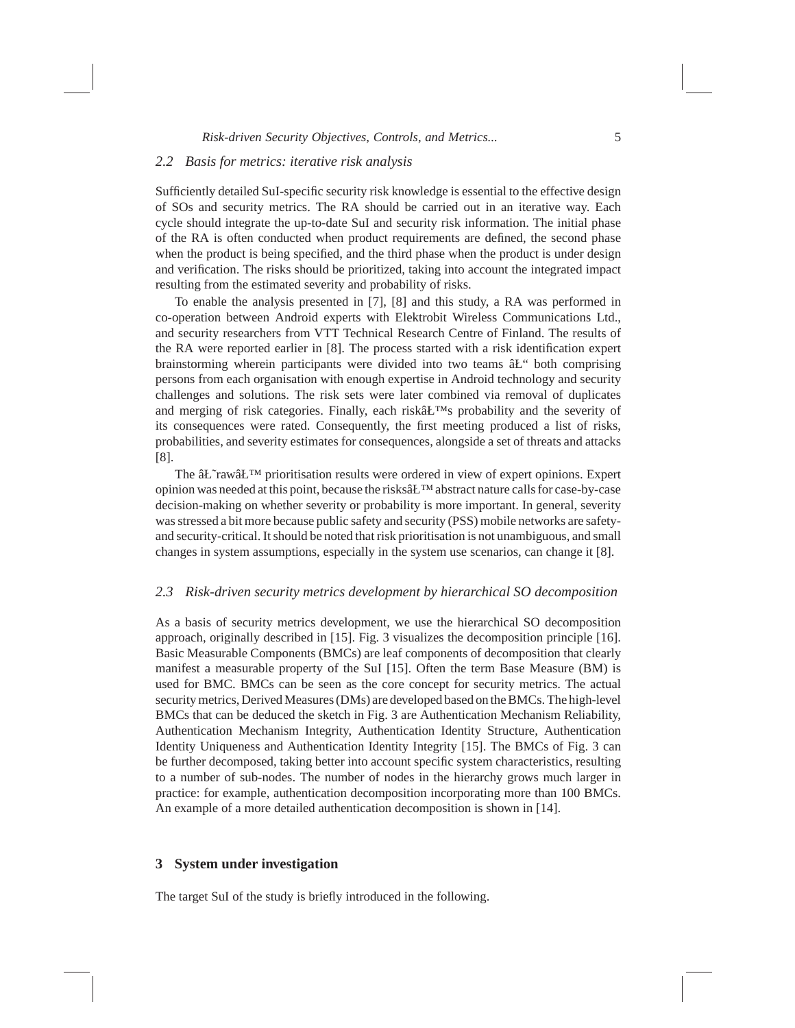## 2.2 Basis for metrics: iterative risk analysis

Sufficiently detailed SuI-specific security risk knowledge is essential to the effective design of SOs and security metrics. The RA should be carried out in an iterative way. Each cycle should integrate the up-to-date SuI and security risk information. The initial phase of the RA is often conducted when product requirements are defined, the second phase when the product is being specified, and the third phase when the product is under design and verification. The risks should be prioritized, taking into account the integrated impact resulting from the estimated severity and probability of risks.

To enable the analysis presented in [7], [8] and this study, a RA was performed in co-operation between Android experts with Elektrobit Wireless Communications Ltd., and security researchers from VTT Technical Research Centre of Finland. The results of the RA were reported earlier in [8]. The process started with a risk identification expert brainstorming wherein participants were divided into two teams âŁ" both comprising persons from each organisation with enough expertise in Android technology and security challenges and solutions. The risk sets were later combined via removal of duplicates and merging of risk categories. Finally, each riskâŁ™s probability and the severity of its consequences were rated. Consequently, the first meeting produced a list of risks, probabilities, and severity estimates for consequences, alongside a set of threats and attacks [8].

The âŁ˜rawâŁ™ prioritisation results were ordered in view of expert opinions. Expert opinion was needed at this point, because the risksâŁ™ abstract nature calls for case-by-case decision-making on whether severity or probability is more important. In general, severity was stressed a bit more because public safety and security (PSS) mobile networks are safety- and security-critical. It should be noted that risk prioritisation is not unambiguous, and small changes in system assumptions, especially in the system use scenarios, can change it [8].

## 2.3 Risk-driven security metrics development by hierarchical SO decomposition

As a basis of security metrics development, we use the hierarchical SO decomposition approach, originally described in [15]. Fig. 3 visualizes the decomposition principle [16]. Basic Measurable Components (BMCs) are leaf components of decomposition that clearly manifest a measurable property of the SuI [15]. Often the term Base Measure (BM) is used for BMC. BMCs can be seen as the core concept for security metrics. The actual security metrics, Derived Measures (DMs) are developed based on the BMCs. The high-level BMCs that can be deduced the sketch in Fig. 3 are Authentication Mechanism Reliability, Authentication Mechanism Integrity, Authentication Identity Structure, Authentication Identity Uniqueness and Authentication Identity Integrity [15]. The BMCs of Fig. 3 can be further decomposed, taking better into account specific system characteristics, resulting to a number of sub-nodes. The number of nodes in the hierarchy grows much larger in practice: for example, authentication decomposition incorporating more than 100 BMCs. An example of a more detailed authentication decomposition is shown in [14].

# 3 System under investigation

The target SuI of the study is briefly introduced in the following.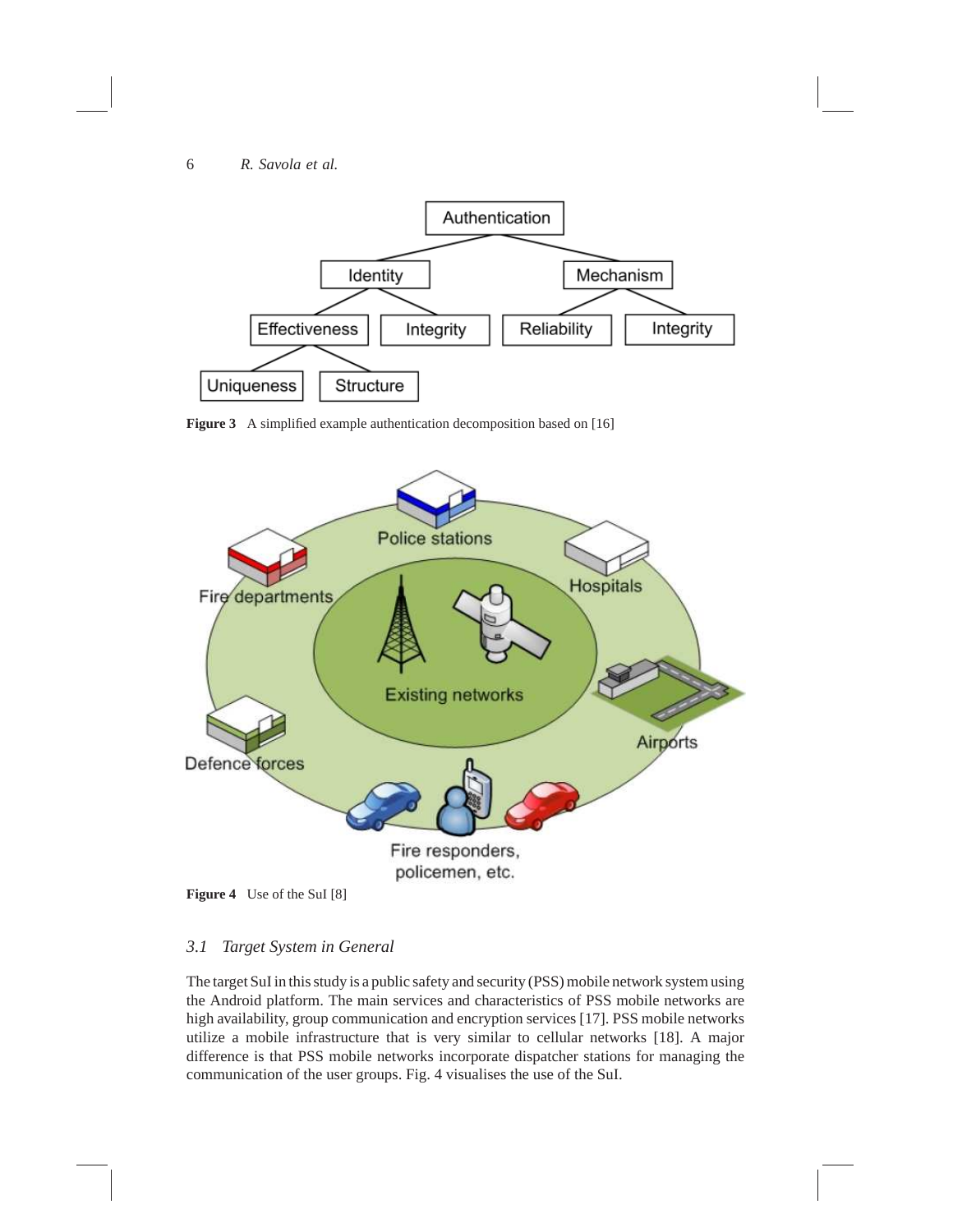**Figure 3** A simplified example authentication decomposition based on [16]

**Figure 4** Use of the SuI [8]

### *3.1 Target System in General*

The target SuI in this study is a public safety and security (PSS) mobile network system using the Android platform. The main services and characteristics of PSS mobile networks are high availability, group communication and encryption services [17]. PSS mobile networks utilize a mobile infrastructure that is very similar to cellular networks [18]. A major difference is that PSS mobile networks incorporate dispatcher stations for managing the communication of the user groups. Fig. 4 visualises the use of the SuI.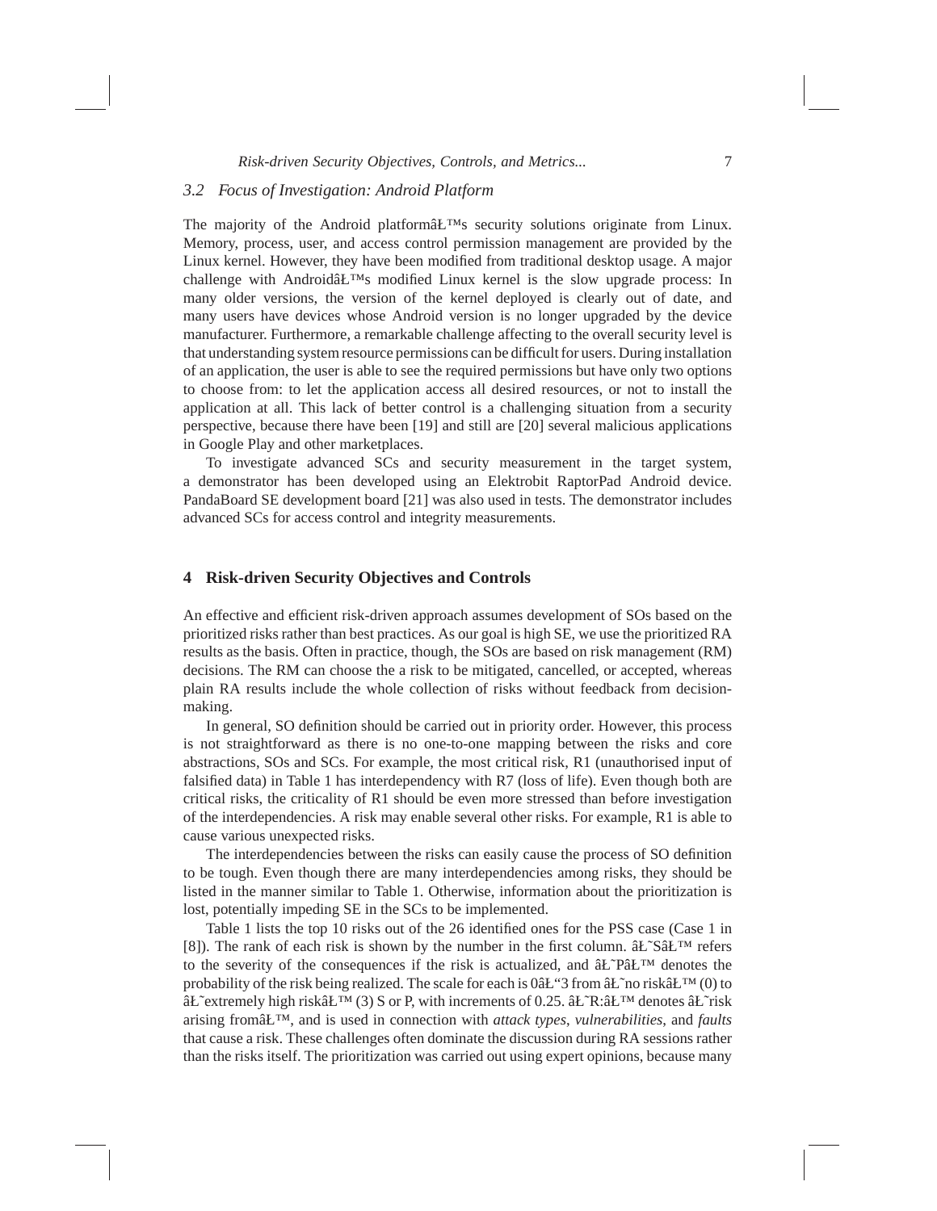## 3.2 Focus of Investigation: Android Platform

The majority of the Android platformâŁ™s security solutions originate from Linux. Memory, process, user, and access control permission management are provided by the Linux kernel. However, they have been modified from traditional desktop usage. A major challenge with AndroidâŁ™s modified Linux kernel is the slow upgrade process: In many older versions, the version of the kernel deployed is clearly out of date, and many users have devices whose Android version is no longer upgraded by the device manufacturer. Furthermore, a remarkable challenge affecting to the overall security level is that understanding system resource permissions can be difficult for users. During installation of an application, the user is able to see the required permissions but have only two options to choose from: to let the application access all desired resources, or not to install the application at all. This lack of better control is a challenging situation from a security perspective, because there have been [19] and still are [20] several malicious applications in Google Play and other marketplaces.

To investigate advanced SCs and security measurement in the target system, a demonstrator has been developed using an Elektrobit RaptorPad Android device. PandaBoard SE development board [21] was also used in tests. The demonstrator includes advanced SCs for access control and integrity measurements.

# 4 Risk-driven Security Objectives and Controls

An effective and efficient risk-driven approach assumes development of SOs based on the prioritized risks rather than best practices. As our goal is high SE, we use the prioritized RA results as the basis. Often in practice, though, the SOs are based on risk management (RM) decisions. The RM can choose the a risk to be mitigated, cancelled, or accepted, whereas plain RA results include the whole collection of risks without feedback from decision-making.

In general, SO definition should be carried out in priority order. However, this process is not straightforward as there is no one-to-one mapping between the risks and core abstractions, SOs and SCs. For example, the most critical risk, R1 (unauthorised input of falsified data) in Table 1 has interdependency with R7 (loss of life). Even though both are critical risks, the criticality of R1 should be even more stressed than before investigation of the interdependencies. A risk may enable several other risks. For example, R1 is able to cause various unexpected risks.

The interdependencies between the risks can easily cause the process of SO definition to be tough. Even though there are many interdependencies among risks, they should be listed in the manner similar to Table 1. Otherwise, information about the prioritization is lost, potentially impeding SE in the SCs to be implemented.

Table 1 lists the top 10 risks out of the 26 identified ones for the PSS case (Case 1 in [8]). The rank of each risk is shown by the number in the first column. âŁ˜SâŁ™ refers to the severity of the consequences if the risk is actualized, and âŁ˜PâŁ™ denotes the probability of the risk being realized. The scale for each is 0âŁ“3 from âŁ˜no riskâŁ™ (0) to âŁ˜extremely high riskâŁ™ (3) S or P, with increments of 0.25. âŁ˜R:âŁ™ denotes âŁ˜risk arising fromâŁ™, and is used in connection with *attack types*, *vulnerabilities*, and *faults* that cause a risk. These challenges often dominate the discussion during RA sessions rather than the risks itself. The prioritization was carried out using expert opinions, because many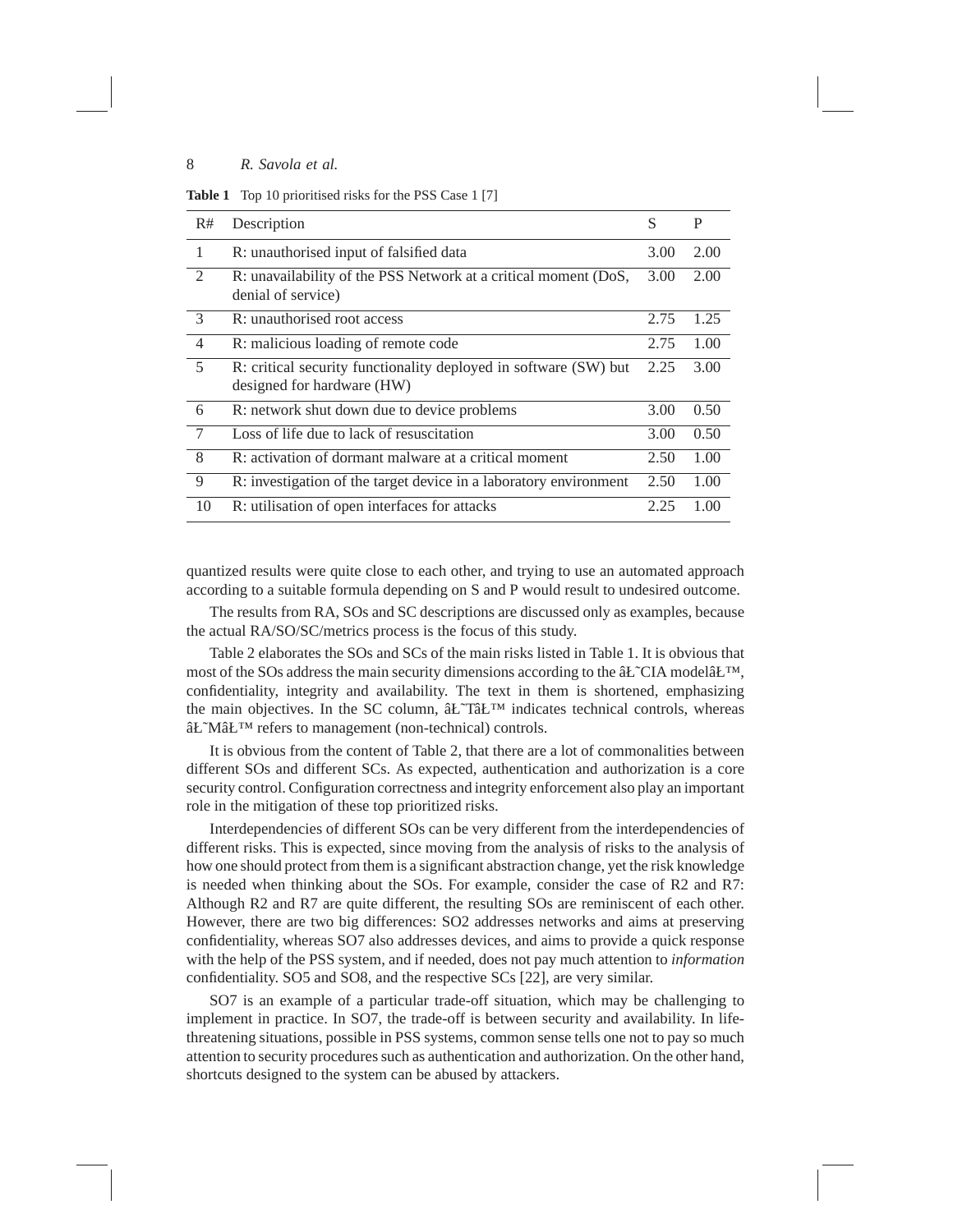**Table 1** Top 10 prioritised risks for the PSS Case 1 [7]

| R# | Description | S | P |
|---|---|---|---|
| 1 | R: unauthorised input of falsified data | 3.00 | 2.00 |
| 2 | R: unavailability of the PSS Network at a critical moment (DoS, denial of service) | 3.00 | 2.00 |
| 3 | R: unauthorised root access | 2.75 | 1.25 |
| 4 | R: malicious loading of remote code | 2.75 | 1.00 |
| 5 | R: critical security functionality deployed in software (SW) but designed for hardware (HW) | 2.25 | 3.00 |
| 6 | R: network shut down due to device problems | 3.00 | 0.50 |
| 7 | Loss of life due to lack of resuscitation | 3.00 | 0.50 |
| 8 | R: activation of dormant malware at a critical moment | 2.50 | 1.00 |
| 9 | R: investigation of the target device in a laboratory environment | 2.50 | 1.00 |
| 10 | R: utilisation of open interfaces for attacks | 2.25 | 1.00 |

quantized results were quite close to each other, and trying to use an automated approach according to a suitable formula depending on S and P would result to undesired outcome.

The results from RA, SOs and SC descriptions are discussed only as examples, because the actual RA/SO/SC/metrics process is the focus of this study.

Table 2 elaborates the SOs and SCs of the main risks listed in Table 1. It is obvious that most of the SOs address the main security dimensions according to the âĽ˘CIA modelâĽ™, confidentiality, integrity and availability. The text in them is shortened, emphasizing the main objectives. In the SC column, âĽ˘TâĽ™ indicates technical controls, whereas âĽ˘MâĽ™ refers to management (non-technical) controls.

It is obvious from the content of Table 2, that there are a lot of commonalities between different SOs and different SCs. As expected, authentication and authorization is a core security control. Configuration correctness and integrity enforcement also play an important role in the mitigation of these top prioritized risks.

Interdependencies of different SOs can be very different from the interdependencies of different risks. This is expected, since moving from the analysis of risks to the analysis of how one should protect from them is a significant abstraction change, yet the risk knowledge is needed when thinking about the SOs. For example, consider the case of R2 and R7: Although R2 and R7 are quite different, the resulting SOs are reminiscent of each other. However, there are two big differences: SO2 addresses networks and aims at preserving confidentiality, whereas SO7 also addresses devices, and aims to provide a quick response with the help of the PSS system, and if needed, does not pay much attention to *information* confidentiality. SO5 and SO8, and the respective SCs [22], are very similar.

SO7 is an example of a particular trade-off situation, which may be challenging to implement in practice. In SO7, the trade-off is between security and availability. In life-threatening situations, possible in PSS systems, common sense tells one not to pay so much attention to security procedures such as authentication and authorization. On the other hand, shortcuts designed to the system can be abused by attackers.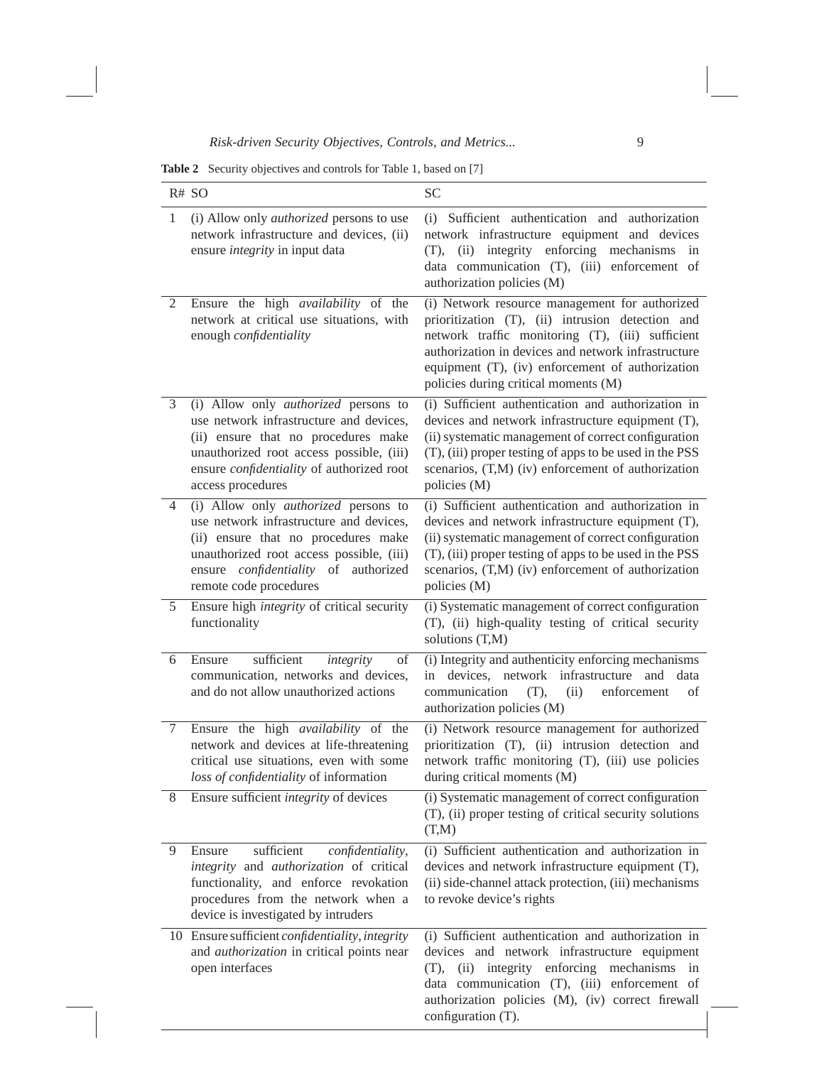**Table 2** Security objectives and controls for Table 1, based on [7]

| R# | SO | SC |
|---|---|---|
| 1 | (i) Allow only *authorized* persons to use network infrastructure and devices, (ii) ensure *integrity* in input data | (i) Sufficient authentication and authorization network infrastructure equipment and devices (T), (ii) integrity enforcing mechanisms in data communication (T), (iii) enforcement of authorization policies (M) |
| 2 | Ensure the high *availability* of the network at critical use situations, with enough *confidentiality* | (i) Network resource management for authorized prioritization (T), (ii) intrusion detection and network traffic monitoring (T), (iii) sufficient authorization in devices and network infrastructure equipment (T), (iv) enforcement of authorization policies during critical moments (M) |
| 3 | (i) Allow only *authorized* persons to use network infrastructure and devices, (ii) ensure that no procedures make unauthorized root access possible, (iii) ensure *confidentiality* of authorized root access procedures | (i) Sufficient authentication and authorization in devices and network infrastructure equipment (T), (ii) systematic management of correct configuration (T), (iii) proper testing of apps to be used in the PSS scenarios, (T,M) (iv) enforcement of authorization policies (M) |
| 4 | (i) Allow only *authorized* persons to use network infrastructure and devices, (ii) ensure that no procedures make unauthorized root access possible, (iii) ensure *confidentiality* of authorized remote code procedures | (i) Sufficient authentication and authorization in devices and network infrastructure equipment (T), (ii) systematic management of correct configuration (T), (iii) proper testing of apps to be used in the PSS scenarios, (T,M) (iv) enforcement of authorization policies (M) |
| 5 | Ensure high *integrity* of critical security functionality | (i) Systematic management of correct configuration (T), (ii) high-quality testing of critical security solutions (T,M) |
| 6 | Ensure sufficient *integrity* of communication, networks and devices, and do not allow unauthorized actions | (i) Integrity and authenticity enforcing mechanisms in devices, network infrastructure and data communication (T), (ii) enforcement of authorization policies (M) |
| 7 | Ensure the high *availability* of the network and devices at life-threatening critical use situations, even with some *loss of confidentiality* of information | (i) Network resource management for authorized prioritization (T), (ii) intrusion detection and network traffic monitoring (T), (iii) use policies during critical moments (M) |
| 8 | Ensure sufficient *integrity* of devices | (i) Systematic management of correct configuration (T), (ii) proper testing of critical security solutions (T,M) |
| 9 | Ensure sufficient *confidentiality*, *integrity* and *authorization* of critical functionality, and enforce revokation procedures from the network when a device is investigated by intruders | (i) Sufficient authentication and authorization in devices and network infrastructure equipment (T), (ii) side-channel attack protection, (iii) mechanisms to revoke device's rights |
| 10 | Ensure sufficient *confidentiality*, *integrity* and *authorization* in critical points near open interfaces | (i) Sufficient authentication and authorization in devices and network infrastructure equipment (T), (ii) integrity enforcing mechanisms in data communication (T), (iii) enforcement of authorization policies (M), (iv) correct firewall configuration (T). |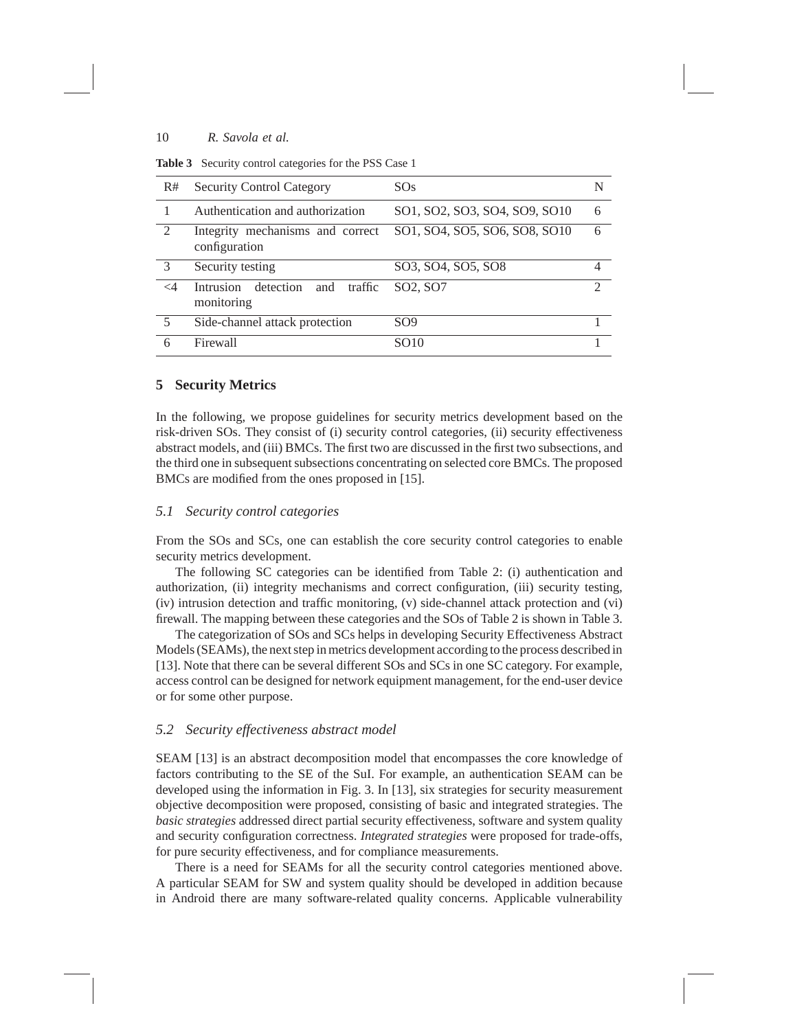**Table 3** Security control categories for the PSS Case 1

| R# | Security Control Category | SOs | N |
|---|---|---|---|
| 1 | Authentication and authorization | SO1, SO2, SO3, SO4, SO9, SO10 | 6 |
| 2 | Integrity mechanisms and correct configuration | SO1, SO4, SO5, SO6, SO8, SO10 | 6 |
| 3 | Security testing | SO3, SO4, SO5, SO8 | 4 |
| <4 | Intrusion detection and traffic monitoring | SO2, SO7 | 2 |
| 5 | Side-channel attack protection | SO9 | 1 |
| 6 | Firewall | SO10 | 1 |

## 5 Security Metrics

In the following, we propose guidelines for security metrics development based on the risk-driven SOs. They consist of (i) security control categories, (ii) security effectiveness abstract models, and (iii) BMCs. The first two are discussed in the first two subsections, and the third one in subsequent subsections concentrating on selected core BMCs. The proposed BMCs are modified from the ones proposed in [15].

### *5.1 Security control categories*

From the SOs and SCs, one can establish the core security control categories to enable security metrics development.

The following SC categories can be identified from Table 2: (i) authentication and authorization, (ii) integrity mechanisms and correct configuration, (iii) security testing, (iv) intrusion detection and traffic monitoring, (v) side-channel attack protection and (vi) firewall. The mapping between these categories and the SOs of Table 2 is shown in Table 3.

The categorization of SOs and SCs helps in developing Security Effectiveness Abstract Models (SEAMs), the next step in metrics development according to the process described in [13]. Note that there can be several different SOs and SCs in one SC category. For example, access control can be designed for network equipment management, for the end-user device or for some other purpose.

### *5.2 Security effectiveness abstract model*

SEAM [13] is an abstract decomposition model that encompasses the core knowledge of factors contributing to the SE of the SuI. For example, an authentication SEAM can be developed using the information in Fig. 3. In [13], six strategies for security measurement objective decomposition were proposed, consisting of basic and integrated strategies. The *basic strategies* addressed direct partial security effectiveness, software and system quality and security configuration correctness. *Integrated strategies* were proposed for trade-offs, for pure security effectiveness, and for compliance measurements.

There is a need for SEAMs for all the security control categories mentioned above. A particular SEAM for SW and system quality should be developed in addition because in Android there are many software-related quality concerns. Applicable vulnerability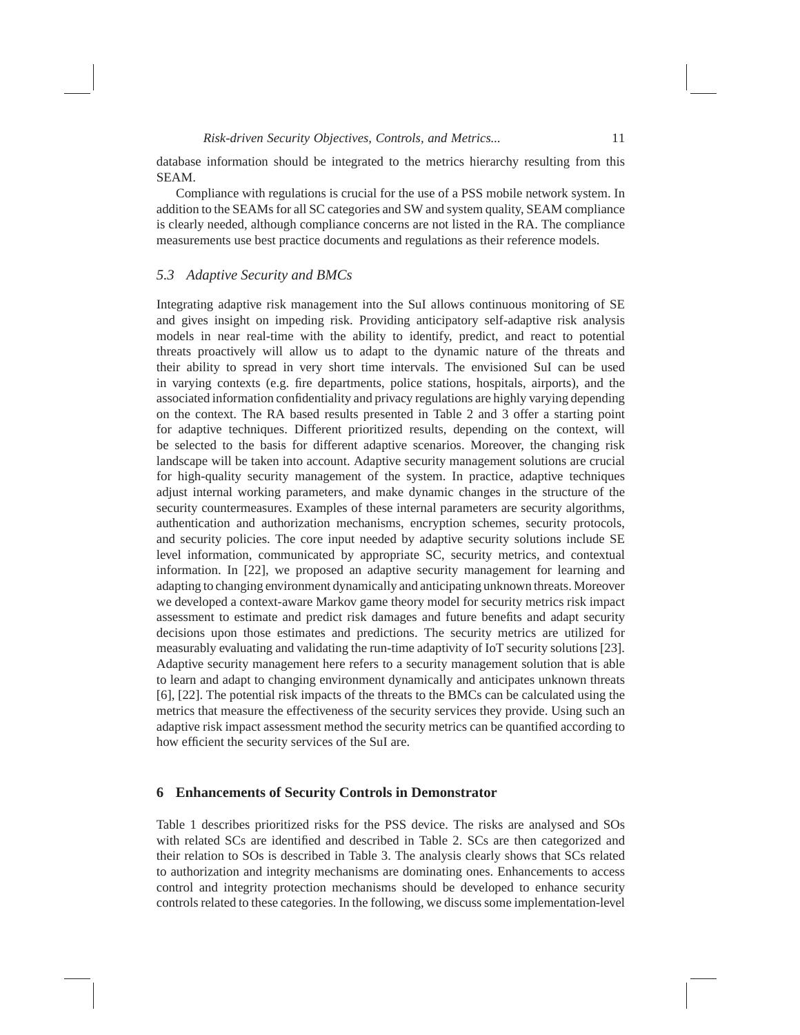database information should be integrated to the metrics hierarchy resulting from this SEAM.

Compliance with regulations is crucial for the use of a PSS mobile network system. In addition to the SEAMs for all SC categories and SW and system quality, SEAM compliance is clearly needed, although compliance concerns are not listed in the RA. The compliance measurements use best practice documents and regulations as their reference models.

### *5.3 Adaptive Security and BMCs*

Integrating adaptive risk management into the SuI allows continuous monitoring of SE and gives insight on impeding risk. Providing anticipatory self-adaptive risk analysis models in near real-time with the ability to identify, predict, and react to potential threats proactively will allow us to adapt to the dynamic nature of the threats and their ability to spread in very short time intervals. The envisioned SuI can be used in varying contexts (e.g. fire departments, police stations, hospitals, airports), and the associated information confidentiality and privacy regulations are highly varying depending on the context. The RA based results presented in Table 2 and 3 offer a starting point for adaptive techniques. Different prioritized results, depending on the context, will be selected to the basis for different adaptive scenarios. Moreover, the changing risk landscape will be taken into account. Adaptive security management solutions are crucial for high-quality security management of the system. In practice, adaptive techniques adjust internal working parameters, and make dynamic changes in the structure of the security countermeasures. Examples of these internal parameters are security algorithms, authentication and authorization mechanisms, encryption schemes, security protocols, and security policies. The core input needed by adaptive security solutions include SE level information, communicated by appropriate SC, security metrics, and contextual information. In [22], we proposed an adaptive security management for learning and adapting to changing environment dynamically and anticipating unknown threats. Moreover we developed a context-aware Markov game theory model for security metrics risk impact assessment to estimate and predict risk damages and future benefits and adapt security decisions upon those estimates and predictions. The security metrics are utilized for measurably evaluating and validating the run-time adaptivity of IoT security solutions [23]. Adaptive security management here refers to a security management solution that is able to learn and adapt to changing environment dynamically and anticipates unknown threats [6], [22]. The potential risk impacts of the threats to the BMCs can be calculated using the metrics that measure the effectiveness of the security services they provide. Using such an adaptive risk impact assessment method the security metrics can be quantified according to how efficient the security services of the SuI are.

## 6 Enhancements of Security Controls in Demonstrator

Table 1 describes prioritized risks for the PSS device. The risks are analysed and SOs with related SCs are identified and described in Table 2. SCs are then categorized and their relation to SOs is described in Table 3. The analysis clearly shows that SCs related to authorization and integrity mechanisms are dominating ones. Enhancements to access control and integrity protection mechanisms should be developed to enhance security controls related to these categories. In the following, we discuss some implementation-level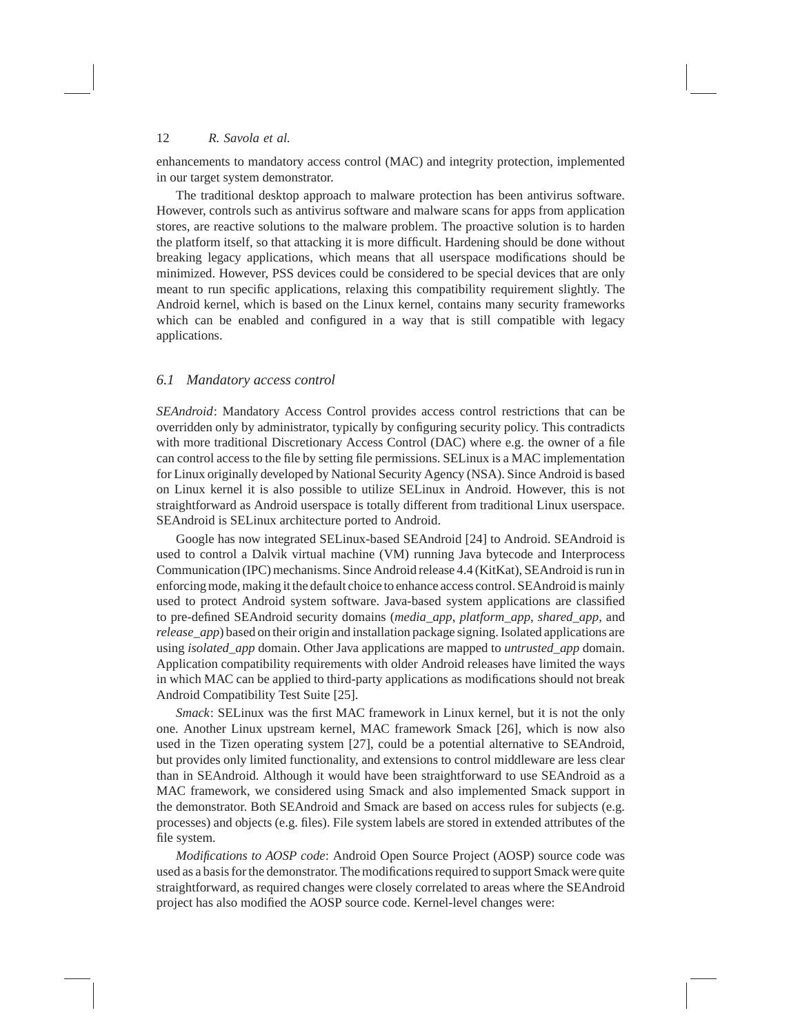enhancements to mandatory access control (MAC) and integrity protection, implemented in our target system demonstrator.

The traditional desktop approach to malware protection has been antivirus software. However, controls such as antivirus software and malware scans for apps from application stores, are reactive solutions to the malware problem. The proactive solution is to harden the platform itself, so that attacking it is more difficult. Hardening should be done without breaking legacy applications, which means that all userspace modifications should be minimized. However, PSS devices could be considered to be special devices that are only meant to run specific applications, relaxing this compatibility requirement slightly. The Android kernel, which is based on the Linux kernel, contains many security frameworks which can be enabled and configured in a way that is still compatible with legacy applications.

### *6.1 Mandatory access control*

*SEAndroid*: Mandatory Access Control provides access control restrictions that can be overridden only by administrator, typically by configuring security policy. This contradicts with more traditional Discretionary Access Control (DAC) where e.g. the owner of a file can control access to the file by setting file permissions. SELinux is a MAC implementation for Linux originally developed by National Security Agency (NSA). Since Android is based on Linux kernel it is also possible to utilize SELinux in Android. However, this is not straightforward as Android userspace is totally different from traditional Linux userspace. SEAndroid is SELinux architecture ported to Android.

Google has now integrated SELinux-based SEAndroid [24] to Android. SEAndroid is used to control a Dalvik virtual machine (VM) running Java bytecode and Interprocess Communication (IPC) mechanisms. Since Android release 4.4 (KitKat), SEAndroid is run in enforcing mode, making it the default choice to enhance access control. SEAndroid is mainly used to protect Android system software. Java-based system applications are classified to pre-defined SEAndroid security domains (*media_app*, *platform_app*, *shared_app*, and *release_app*) based on their origin and installation package signing. Isolated applications are using *isolated_app* domain. Other Java applications are mapped to *untrusted_app* domain. Application compatibility requirements with older Android releases have limited the ways in which MAC can be applied to third-party applications as modifications should not break Android Compatibility Test Suite [25].

*Smack*: SELinux was the first MAC framework in Linux kernel, but it is not the only one. Another Linux upstream kernel, MAC framework Smack [26], which is now also used in the Tizen operating system [27], could be a potential alternative to SEAndroid, but provides only limited functionality, and extensions to control middleware are less clear than in SEAndroid. Although it would have been straightforward to use SEAndroid as a MAC framework, we considered using Smack and also implemented Smack support in the demonstrator. Both SEAndroid and Smack are based on access rules for subjects (e.g. processes) and objects (e.g. files). File system labels are stored in extended attributes of the file system.

*Modifications to AOSP code*: Android Open Source Project (AOSP) source code was used as a basis for the demonstrator. The modifications required to support Smack were quite straightforward, as required changes were closely correlated to areas where the SEAndroid project has also modified the AOSP source code. Kernel-level changes were: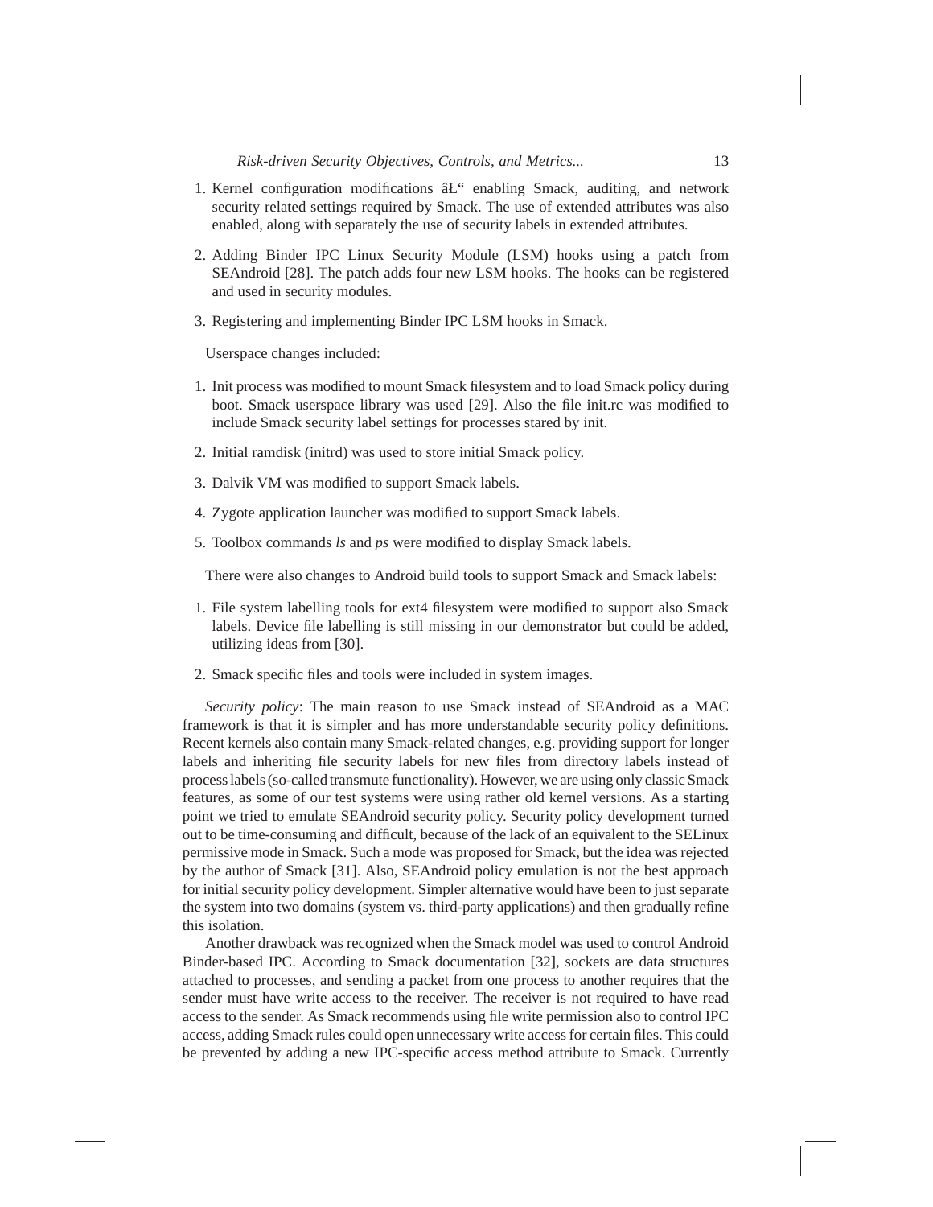1. Kernel configuration modifications âĽ" enabling Smack, auditing, and network security related settings required by Smack. The use of extended attributes was also enabled, along with separately the use of security labels in extended attributes.
2. Adding Binder IPC Linux Security Module (LSM) hooks using a patch from SEAndroid [28]. The patch adds four new LSM hooks. The hooks can be registered and used in security modules.
3. Registering and implementing Binder IPC LSM hooks in Smack.

Userspace changes included:

1. Init process was modified to mount Smack filesystem and to load Smack policy during boot. Smack userspace library was used [29]. Also the file init.rc was modified to include Smack security label settings for processes stared by init.
2. Initial ramdisk (initrd) was used to store initial Smack policy.
3. Dalvik VM was modified to support Smack labels.
4. Zygote application launcher was modified to support Smack labels.
5. Toolbox commands *ls* and *ps* were modified to display Smack labels.

There were also changes to Android build tools to support Smack and Smack labels:

1. File system labelling tools for ext4 filesystem were modified to support also Smack labels. Device file labelling is still missing in our demonstrator but could be added, utilizing ideas from [30].
2. Smack specific files and tools were included in system images.

*Security policy*: The main reason to use Smack instead of SEAndroid as a MAC framework is that it is simpler and has more understandable security policy definitions. Recent kernels also contain many Smack-related changes, e.g. providing support for longer labels and inheriting file security labels for new files from directory labels instead of process labels (so-called transmute functionality). However, we are using only classic Smack features, as some of our test systems were using rather old kernel versions. As a starting point we tried to emulate SEAndroid security policy. Security policy development turned out to be time-consuming and difficult, because of the lack of an equivalent to the SELinux permissive mode in Smack. Such a mode was proposed for Smack, but the idea was rejected by the author of Smack [31]. Also, SEAndroid policy emulation is not the best approach for initial security policy development. Simpler alternative would have been to just separate the system into two domains (system vs. third-party applications) and then gradually refine this isolation.

Another drawback was recognized when the Smack model was used to control Android Binder-based IPC. According to Smack documentation [32], sockets are data structures attached to processes, and sending a packet from one process to another requires that the sender must have write access to the receiver. The receiver is not required to have read access to the sender. As Smack recommends using file write permission also to control IPC access, adding Smack rules could open unnecessary write access for certain files. This could be prevented by adding a new IPC-specific access method attribute to Smack. Currently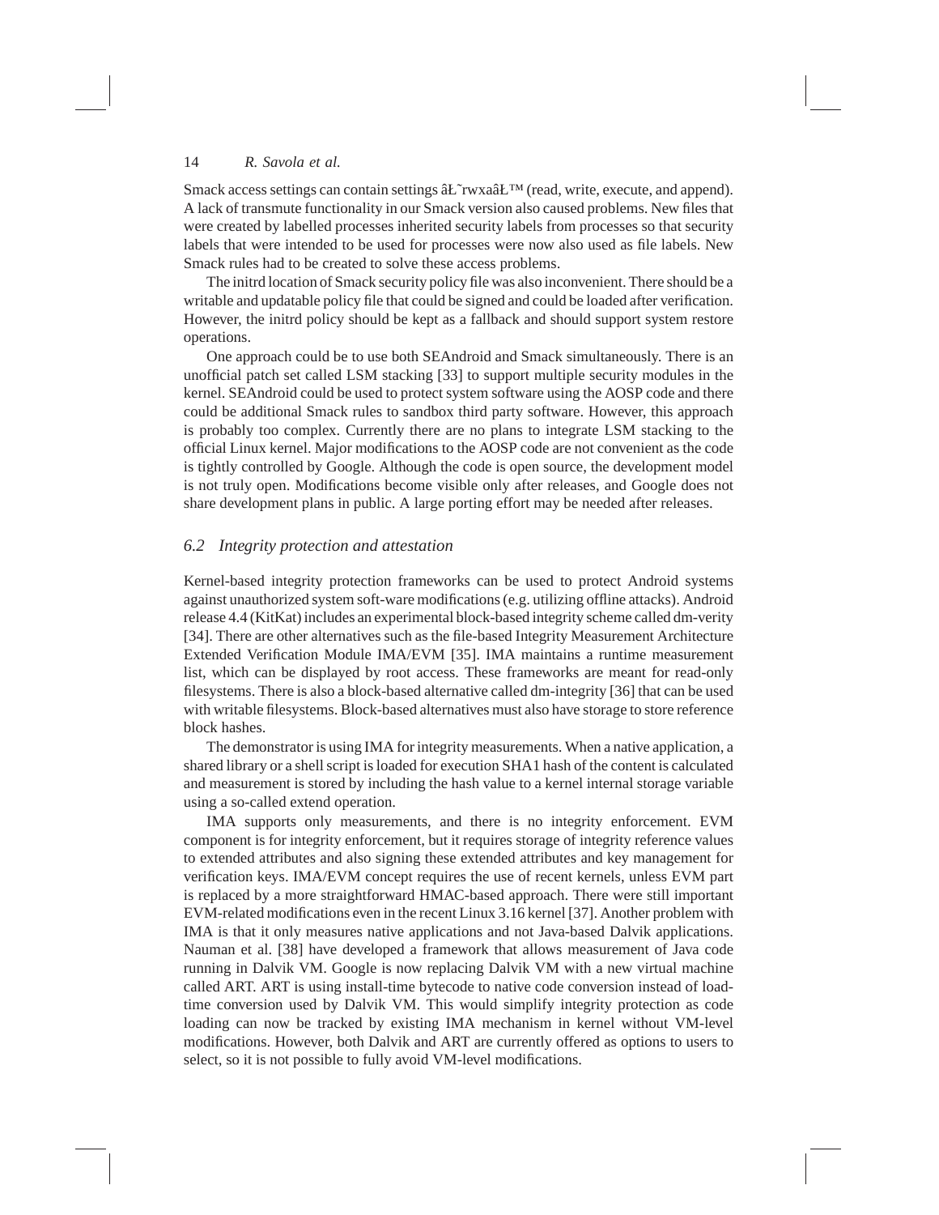Smack access settings can contain settings âŁ˜rwxaâŁ™ (read, write, execute, and append). A lack of transmute functionality in our Smack version also caused problems. New files that were created by labelled processes inherited security labels from processes so that security labels that were intended to be used for processes were now also used as file labels. New Smack rules had to be created to solve these access problems.

The initrd location of Smack security policy file was also inconvenient. There should be a writable and updatable policy file that could be signed and could be loaded after verification. However, the initrd policy should be kept as a fallback and should support system restore operations.

One approach could be to use both SEAndroid and Smack simultaneously. There is an unofficial patch set called LSM stacking [33] to support multiple security modules in the kernel. SEAndroid could be used to protect system software using the AOSP code and there could be additional Smack rules to sandbox third party software. However, this approach is probably too complex. Currently there are no plans to integrate LSM stacking to the official Linux kernel. Major modifications to the AOSP code are not convenient as the code is tightly controlled by Google. Although the code is open source, the development model is not truly open. Modifications become visible only after releases, and Google does not share development plans in public. A large porting effort may be needed after releases.

### *6.2 Integrity protection and attestation*

Kernel-based integrity protection frameworks can be used to protect Android systems against unauthorized system soft-ware modifications (e.g. utilizing offline attacks). Android release 4.4 (KitKat) includes an experimental block-based integrity scheme called dm-verity [34]. There are other alternatives such as the file-based Integrity Measurement Architecture Extended Verification Module IMA/EVM [35]. IMA maintains a runtime measurement list, which can be displayed by root access. These frameworks are meant for read-only filesystems. There is also a block-based alternative called dm-integrity [36] that can be used with writable filesystems. Block-based alternatives must also have storage to store reference block hashes.

The demonstrator is using IMA for integrity measurements. When a native application, a shared library or a shell script is loaded for execution SHA1 hash of the content is calculated and measurement is stored by including the hash value to a kernel internal storage variable using a so-called extend operation.

IMA supports only measurements, and there is no integrity enforcement. EVM component is for integrity enforcement, but it requires storage of integrity reference values to extended attributes and also signing these extended attributes and key management for verification keys. IMA/EVM concept requires the use of recent kernels, unless EVM part is replaced by a more straightforward HMAC-based approach. There were still important EVM-related modifications even in the recent Linux 3.16 kernel [37]. Another problem with IMA is that it only measures native applications and not Java-based Dalvik applications. Nauman et al. [38] have developed a framework that allows measurement of Java code running in Dalvik VM. Google is now replacing Dalvik VM with a new virtual machine called ART. ART is using install-time bytecode to native code conversion instead of load-time conversion used by Dalvik VM. This would simplify integrity protection as code loading can now be tracked by existing IMA mechanism in kernel without VM-level modifications. However, both Dalvik and ART are currently offered as options to users to select, so it is not possible to fully avoid VM-level modifications.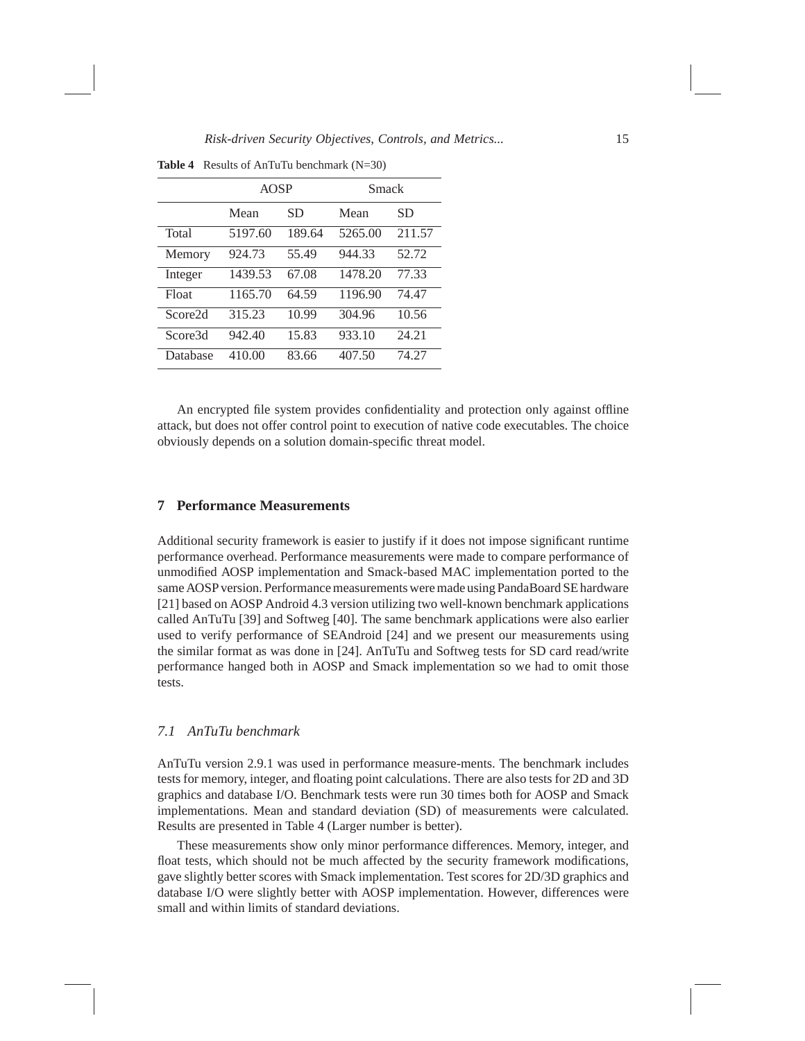**Table 4** Results of AnTuTu benchmark (N=30)

| | AOSP | | Smack | |
|---|---|---|---|---|
| | Mean | SD | Mean | SD |
| Total | 5197.60 | 189.64 | 5265.00 | 211.57 |
| Memory | 924.73 | 55.49 | 944.33 | 52.72 |
| Integer | 1439.53 | 67.08 | 1478.20 | 77.33 |
| Float | 1165.70 | 64.59 | 1196.90 | 74.47 |
| Score2d | 315.23 | 10.99 | 304.96 | 10.56 |
| Score3d | 942.40 | 15.83 | 933.10 | 24.21 |
| Database | 410.00 | 83.66 | 407.50 | 74.27 |

An encrypted file system provides confidentiality and protection only against offline attack, but does not offer control point to execution of native code executables. The choice obviously depends on a solution domain-specific threat model.

## 7 Performance Measurements

Additional security framework is easier to justify if it does not impose significant runtime performance overhead. Performance measurements were made to compare performance of unmodified AOSP implementation and Smack-based MAC implementation ported to the same AOSP version. Performance measurements were made using PandaBoard SE hardware [21] based on AOSP Android 4.3 version utilizing two well-known benchmark applications called AnTuTu [39] and Softweg [40]. The same benchmark applications were also earlier used to verify performance of SEAndroid [24] and we present our measurements using the similar format as was done in [24]. AnTuTu and Softweg tests for SD card read/write performance hanged both in AOSP and Smack implementation so we had to omit those tests.

### *7.1 AnTuTu benchmark*

AnTuTu version 2.9.1 was used in performance measure-ments. The benchmark includes tests for memory, integer, and floating point calculations. There are also tests for 2D and 3D graphics and database I/O. Benchmark tests were run 30 times both for AOSP and Smack implementations. Mean and standard deviation (SD) of measurements were calculated. Results are presented in Table 4 (Larger number is better).

These measurements show only minor performance differences. Memory, integer, and float tests, which should not be much affected by the security framework modifications, gave slightly better scores with Smack implementation. Test scores for 2D/3D graphics and database I/O were slightly better with AOSP implementation. However, differences were small and within limits of standard deviations.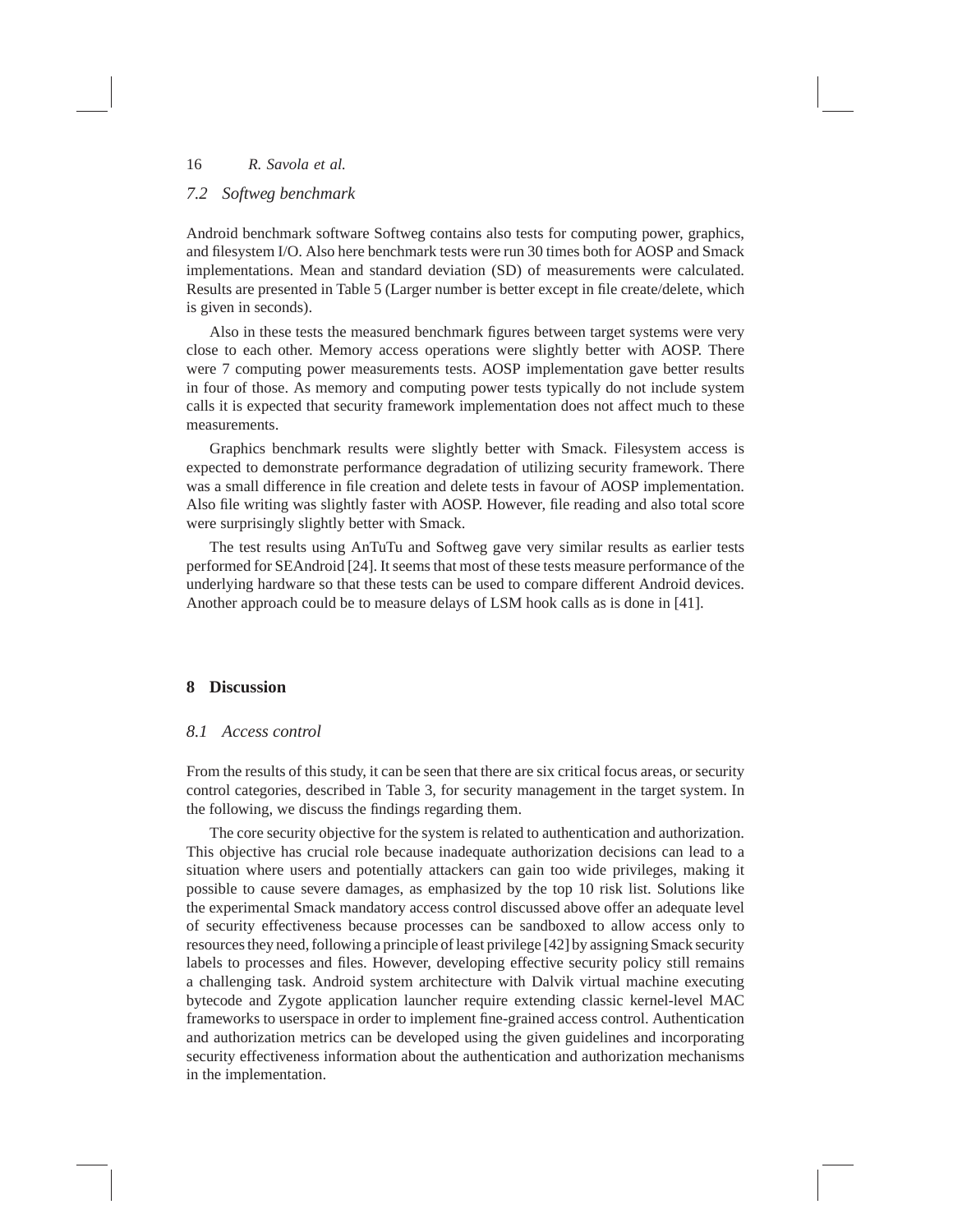### 7.2 Softweg benchmark

Android benchmark software Softweg contains also tests for computing power, graphics, and filesystem I/O. Also here benchmark tests were run 30 times both for AOSP and Smack implementations. Mean and standard deviation (SD) of measurements were calculated. Results are presented in Table 5 (Larger number is better except in file create/delete, which is given in seconds).

Also in these tests the measured benchmark figures between target systems were very close to each other. Memory access operations were slightly better with AOSP. There were 7 computing power measurements tests. AOSP implementation gave better results in four of those. As memory and computing power tests typically do not include system calls it is expected that security framework implementation does not affect much to these measurements.

Graphics benchmark results were slightly better with Smack. Filesystem access is expected to demonstrate performance degradation of utilizing security framework. There was a small difference in file creation and delete tests in favour of AOSP implementation. Also file writing was slightly faster with AOSP. However, file reading and also total score were surprisingly slightly better with Smack.

The test results using AnTuTu and Softweg gave very similar results as earlier tests performed for SEAndroid [24]. It seems that most of these tests measure performance of the underlying hardware so that these tests can be used to compare different Android devices. Another approach could be to measure delays of LSM hook calls as is done in [41].

## 8 Discussion

### 8.1 Access control

From the results of this study, it can be seen that there are six critical focus areas, or security control categories, described in Table 3, for security management in the target system. In the following, we discuss the findings regarding them.

The core security objective for the system is related to authentication and authorization. This objective has crucial role because inadequate authorization decisions can lead to a situation where users and potentially attackers can gain too wide privileges, making it possible to cause severe damages, as emphasized by the top 10 risk list. Solutions like the experimental Smack mandatory access control discussed above offer an adequate level of security effectiveness because processes can be sandboxed to allow access only to resources they need, following a principle of least privilege [42] by assigning Smack security labels to processes and files. However, developing effective security policy still remains a challenging task. Android system architecture with Dalvik virtual machine executing bytecode and Zygote application launcher require extending classic kernel-level MAC frameworks to userspace in order to implement fine-grained access control. Authentication and authorization metrics can be developed using the given guidelines and incorporating security effectiveness information about the authentication and authorization mechanisms in the implementation.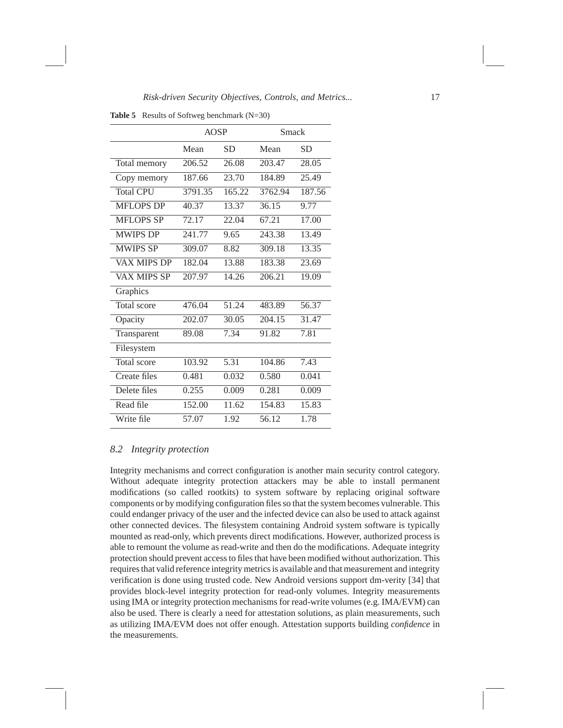**Table 5** Results of Softweg benchmark (N=30)

| | AOSP | | Smack | |
|---|---|---|---|---|
| | Mean | SD | Mean | SD |
| Total memory | 206.52 | 26.08 | 203.47 | 28.05 |
| Copy memory | 187.66 | 23.70 | 184.89 | 25.49 |
| Total CPU | 3791.35 | 165.22 | 3762.94 | 187.56 |
| MFLOPS DP | 40.37 | 13.37 | 36.15 | 9.77 |
| MFLOPS SP | 72.17 | 22.04 | 67.21 | 17.00 |
| MWIPS DP | 241.77 | 9.65 | 243.38 | 13.49 |
| MWIPS SP | 309.07 | 8.82 | 309.18 | 13.35 |
| VAX MIPS DP | 182.04 | 13.88 | 183.38 | 23.69 |
| VAX MIPS SP | 207.97 | 14.26 | 206.21 | 19.09 |
| Graphics | | | | |
| Total score | 476.04 | 51.24 | 483.89 | 56.37 |
| Opacity | 202.07 | 30.05 | 204.15 | 31.47 |
| Transparent | 89.08 | 7.34 | 91.82 | 7.81 |
| Filesystem | | | | |
| Total score | 103.92 | 5.31 | 104.86 | 7.43 |
| Create files | 0.481 | 0.032 | 0.580 | 0.041 |
| Delete files | 0.255 | 0.009 | 0.281 | 0.009 |
| Read file | 152.00 | 11.62 | 154.83 | 15.83 |
| Write file | 57.07 | 1.92 | 56.12 | 1.78 |

### *8.2 Integrity protection*

Integrity mechanisms and correct configuration is another main security control category. Without adequate integrity protection attackers may be able to install permanent modifications (so called rootkits) to system software by replacing original software components or by modifying configuration files so that the system becomes vulnerable. This could endanger privacy of the user and the infected device can also be used to attack against other connected devices. The filesystem containing Android system software is typically mounted as read-only, which prevents direct modifications. However, authorized process is able to remount the volume as read-write and then do the modifications. Adequate integrity protection should prevent access to files that have been modified without authorization. This requires that valid reference integrity metrics is available and that measurement and integrity verification is done using trusted code. New Android versions support dm-verity [34] that provides block-level integrity protection for read-only volumes. Integrity measurements using IMA or integrity protection mechanisms for read-write volumes (e.g. IMA/EVM) can also be used. There is clearly a need for attestation solutions, as plain measurements, such as utilizing IMA/EVM does not offer enough. Attestation supports building *confidence* in the measurements.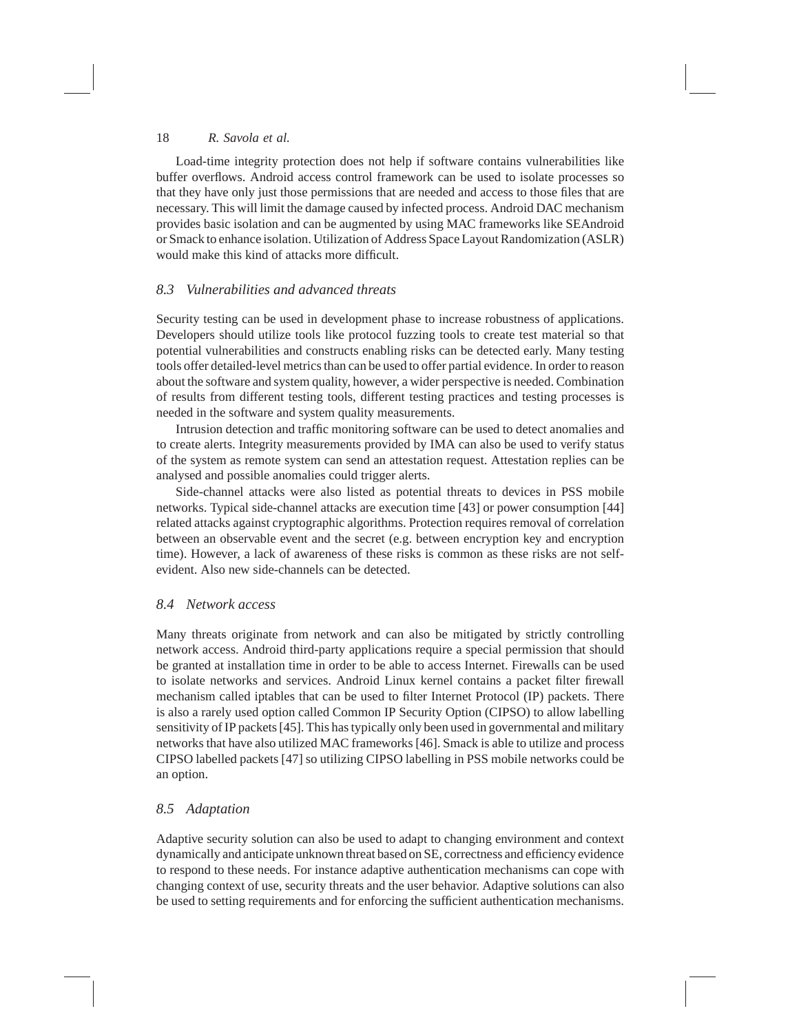Load-time integrity protection does not help if software contains vulnerabilities like buffer overflows. Android access control framework can be used to isolate processes so that they have only just those permissions that are needed and access to those files that are necessary. This will limit the damage caused by infected process. Android DAC mechanism provides basic isolation and can be augmented by using MAC frameworks like SEAndroid or Smack to enhance isolation. Utilization of Address Space Layout Randomization (ASLR) would make this kind of attacks more difficult.

### *8.3 Vulnerabilities and advanced threats*

Security testing can be used in development phase to increase robustness of applications. Developers should utilize tools like protocol fuzzing tools to create test material so that potential vulnerabilities and constructs enabling risks can be detected early. Many testing tools offer detailed-level metrics than can be used to offer partial evidence. In order to reason about the software and system quality, however, a wider perspective is needed. Combination of results from different testing tools, different testing practices and testing processes is needed in the software and system quality measurements.

Intrusion detection and traffic monitoring software can be used to detect anomalies and to create alerts. Integrity measurements provided by IMA can also be used to verify status of the system as remote system can send an attestation request. Attestation replies can be analysed and possible anomalies could trigger alerts.

Side-channel attacks were also listed as potential threats to devices in PSS mobile networks. Typical side-channel attacks are execution time [43] or power consumption [44] related attacks against cryptographic algorithms. Protection requires removal of correlation between an observable event and the secret (e.g. between encryption key and encryption time). However, a lack of awareness of these risks is common as these risks are not self-evident. Also new side-channels can be detected.

### *8.4 Network access*

Many threats originate from network and can also be mitigated by strictly controlling network access. Android third-party applications require a special permission that should be granted at installation time in order to be able to access Internet. Firewalls can be used to isolate networks and services. Android Linux kernel contains a packet filter firewall mechanism called iptables that can be used to filter Internet Protocol (IP) packets. There is also a rarely used option called Common IP Security Option (CIPSO) to allow labelling sensitivity of IP packets [45]. This has typically only been used in governmental and military networks that have also utilized MAC frameworks [46]. Smack is able to utilize and process CIPSO labelled packets [47] so utilizing CIPSO labelling in PSS mobile networks could be an option.

### *8.5 Adaptation*

Adaptive security solution can also be used to adapt to changing environment and context dynamically and anticipate unknown threat based on SE, correctness and efficiency evidence to respond to these needs. For instance adaptive authentication mechanisms can cope with changing context of use, security threats and the user behavior. Adaptive solutions can also be used to setting requirements and for enforcing the sufficient authentication mechanisms.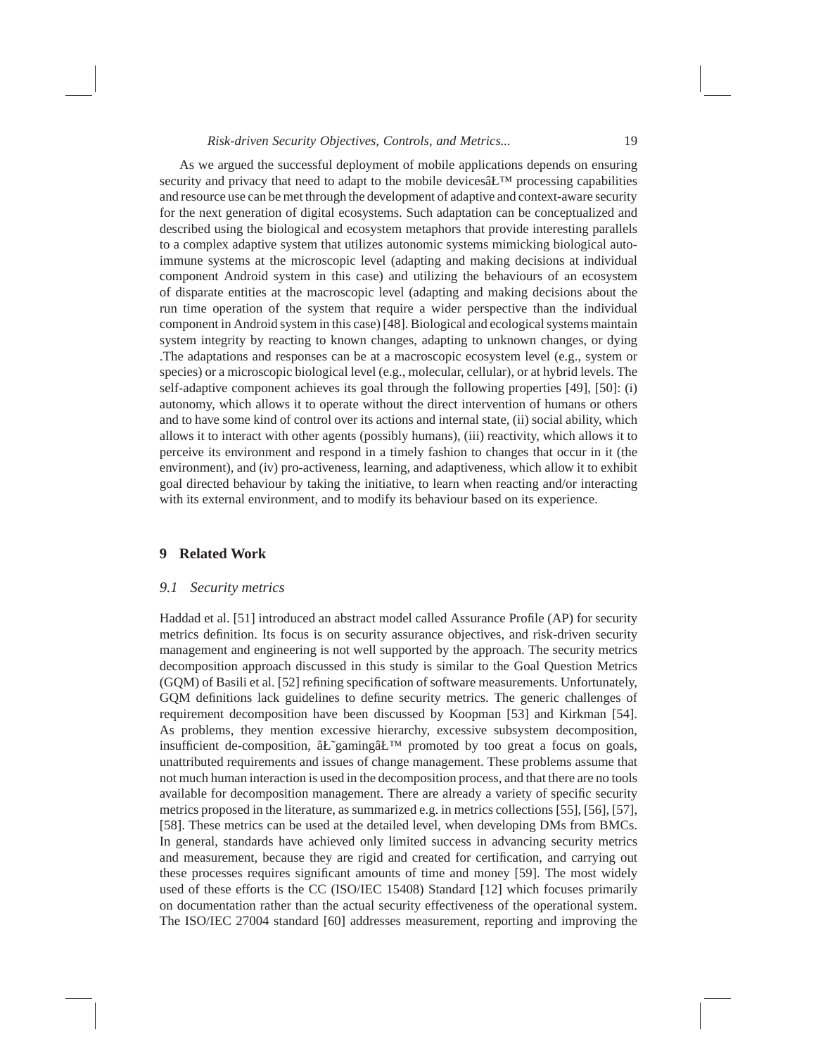As we argued the successful deployment of mobile applications depends on ensuring security and privacy that need to adapt to the mobile devicesâŁ™ processing capabilities and resource use can be met through the development of adaptive and context-aware security for the next generation of digital ecosystems. Such adaptation can be conceptualized and described using the biological and ecosystem metaphors that provide interesting parallels to a complex adaptive system that utilizes autonomic systems mimicking biological auto-immune systems at the microscopic level (adapting and making decisions at individual component Android system in this case) and utilizing the behaviours of an ecosystem of disparate entities at the macroscopic level (adapting and making decisions about the run time operation of the system that require a wider perspective than the individual component in Android system in this case) [48]. Biological and ecological systems maintain system integrity by reacting to known changes, adapting to unknown changes, or dying .The adaptations and responses can be at a macroscopic ecosystem level (e.g., system or species) or a microscopic biological level (e.g., molecular, cellular), or at hybrid levels. The self-adaptive component achieves its goal through the following properties [49], [50]: (i) autonomy, which allows it to operate without the direct intervention of humans or others and to have some kind of control over its actions and internal state, (ii) social ability, which allows it to interact with other agents (possibly humans), (iii) reactivity, which allows it to perceive its environment and respond in a timely fashion to changes that occur in it (the environment), and (iv) pro-activeness, learning, and adaptiveness, which allow it to exhibit goal directed behaviour by taking the initiative, to learn when reacting and/or interacting with its external environment, and to modify its behaviour based on its experience.

## 9 Related Work

### *9.1 Security metrics*

Haddad et al. [51] introduced an abstract model called Assurance Profile (AP) for security metrics definition. Its focus is on security assurance objectives, and risk-driven security management and engineering is not well supported by the approach. The security metrics decomposition approach discussed in this study is similar to the Goal Question Metrics (GQM) of Basili et al. [52] refining specification of software measurements. Unfortunately, GQM definitions lack guidelines to define security metrics. The generic challenges of requirement decomposition have been discussed by Koopman [53] and Kirkman [54]. As problems, they mention excessive hierarchy, excessive subsystem decomposition, insufficient de-composition, âŁ˜gamingâŁ™ promoted by too great a focus on goals, unattributed requirements and issues of change management. These problems assume that not much human interaction is used in the decomposition process, and that there are no tools available for decomposition management. There are already a variety of specific security metrics proposed in the literature, as summarized e.g. in metrics collections [55], [56], [57], [58]. These metrics can be used at the detailed level, when developing DMs from BMCs. In general, standards have achieved only limited success in advancing security metrics and measurement, because they are rigid and created for certification, and carrying out these processes requires significant amounts of time and money [59]. The most widely used of these efforts is the CC (ISO/IEC 15408) Standard [12] which focuses primarily on documentation rather than the actual security effectiveness of the operational system. The ISO/IEC 27004 standard [60] addresses measurement, reporting and improving the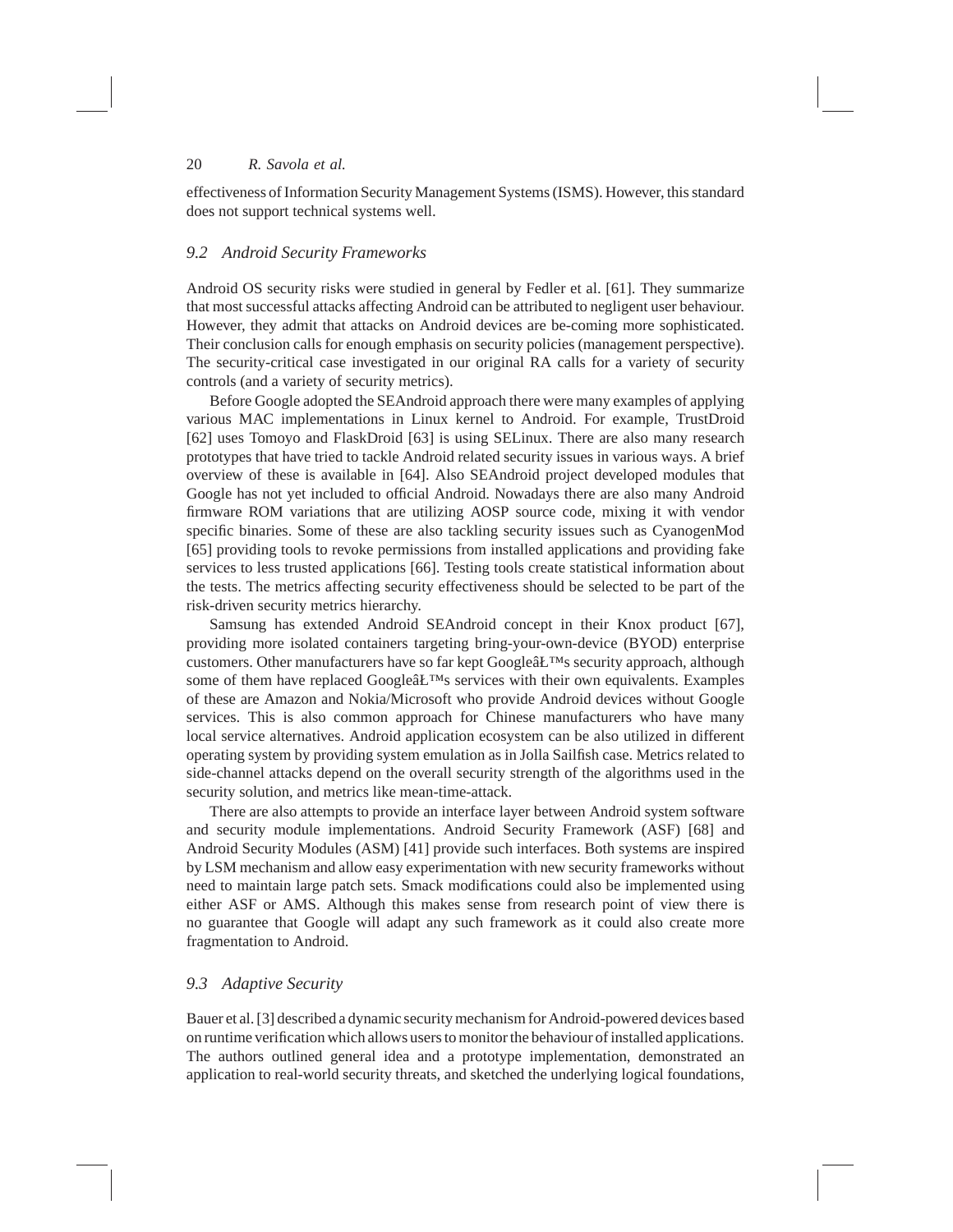effectiveness of Information Security Management Systems (ISMS). However, this standard does not support technical systems well.

### *9.2 Android Security Frameworks*

Android OS security risks were studied in general by Fedler et al. [61]. They summarize that most successful attacks affecting Android can be attributed to negligent user behaviour. However, they admit that attacks on Android devices are be-coming more sophisticated. Their conclusion calls for enough emphasis on security policies (management perspective). The security-critical case investigated in our original RA calls for a variety of security controls (and a variety of security metrics).

Before Google adopted the SEAndroid approach there were many examples of applying various MAC implementations in Linux kernel to Android. For example, TrustDroid [62] uses Tomoyo and FlaskDroid [63] is using SELinux. There are also many research prototypes that have tried to tackle Android related security issues in various ways. A brief overview of these is available in [64]. Also SEAndroid project developed modules that Google has not yet included to official Android. Nowadays there are also many Android firmware ROM variations that are utilizing AOSP source code, mixing it with vendor specific binaries. Some of these are also tackling security issues such as CyanogenMod [65] providing tools to revoke permissions from installed applications and providing fake services to less trusted applications [66]. Testing tools create statistical information about the tests. The metrics affecting security effectiveness should be selected to be part of the risk-driven security metrics hierarchy.

Samsung has extended Android SEAndroid concept in their Knox product [67], providing more isolated containers targeting bring-your-own-device (BYOD) enterprise customers. Other manufacturers have so far kept GoogleâŁ™s security approach, although some of them have replaced GoogleâŁ™s services with their own equivalents. Examples of these are Amazon and Nokia/Microsoft who provide Android devices without Google services. This is also common approach for Chinese manufacturers who have many local service alternatives. Android application ecosystem can be also utilized in different operating system by providing system emulation as in Jolla Sailfish case. Metrics related to side-channel attacks depend on the overall security strength of the algorithms used in the security solution, and metrics like mean-time-attack.

There are also attempts to provide an interface layer between Android system software and security module implementations. Android Security Framework (ASF) [68] and Android Security Modules (ASM) [41] provide such interfaces. Both systems are inspired by LSM mechanism and allow easy experimentation with new security frameworks without need to maintain large patch sets. Smack modifications could also be implemented using either ASF or AMS. Although this makes sense from research point of view there is no guarantee that Google will adapt any such framework as it could also create more fragmentation to Android.

### *9.3 Adaptive Security*

Bauer et al. [3] described a dynamic security mechanism for Android-powered devices based on runtime verification which allows users to monitor the behaviour of installed applications. The authors outlined general idea and a prototype implementation, demonstrated an application to real-world security threats, and sketched the underlying logical foundations,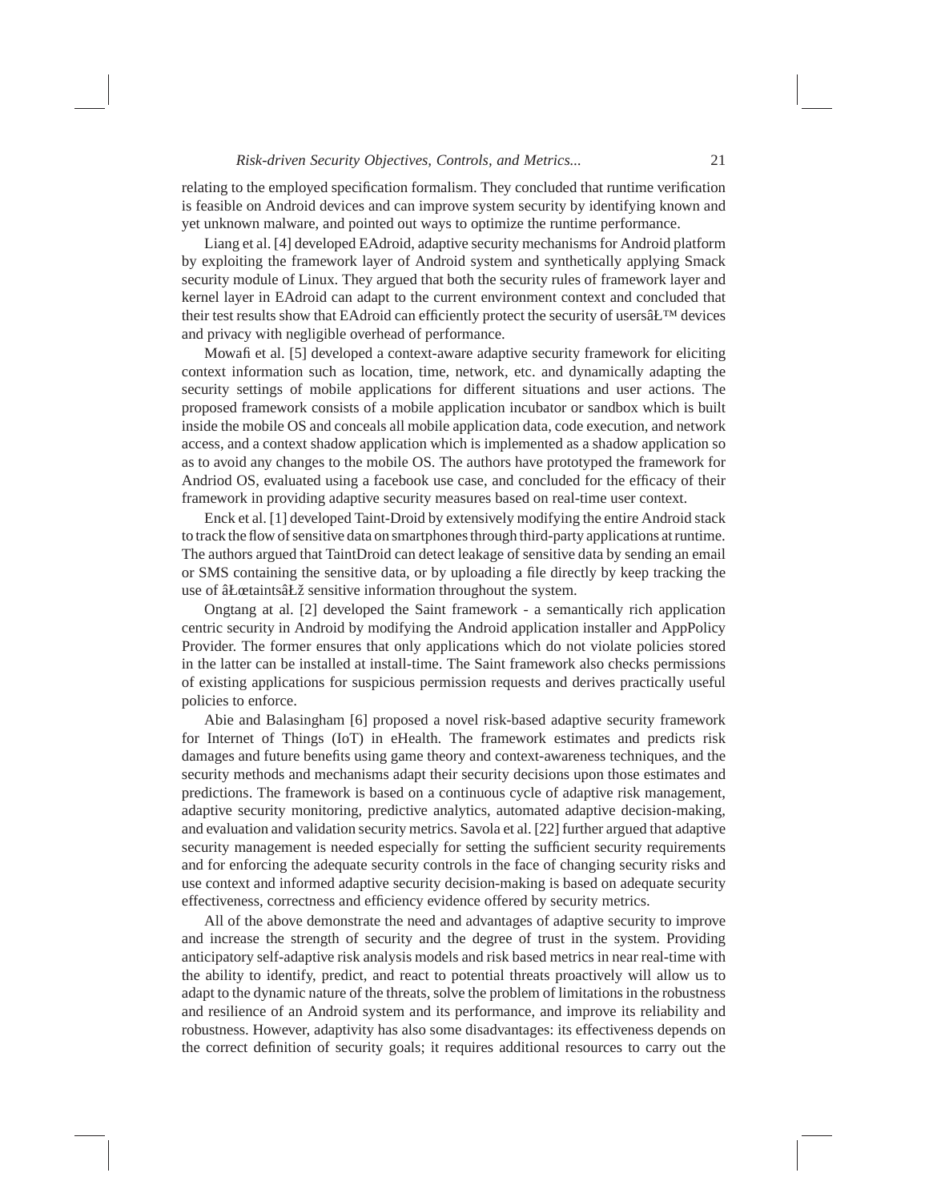relating to the employed specification formalism. They concluded that runtime verification is feasible on Android devices and can improve system security by identifying known and yet unknown malware, and pointed out ways to optimize the runtime performance.

Liang et al. [4] developed EAdroid, adaptive security mechanisms for Android platform by exploiting the framework layer of Android system and synthetically applying Smack security module of Linux. They argued that both the security rules of framework layer and kernel layer in EAdroid can adapt to the current environment context and concluded that their test results show that EAdroid can efficiently protect the security of usersâĿ™ devices and privacy with negligible overhead of performance.

Mowafi et al. [5] developed a context-aware adaptive security framework for eliciting context information such as location, time, network, etc. and dynamically adapting the security settings of mobile applications for different situations and user actions. The proposed framework consists of a mobile application incubator or sandbox which is built inside the mobile OS and conceals all mobile application data, code execution, and network access, and a context shadow application which is implemented as a shadow application so as to avoid any changes to the mobile OS. The authors have prototyped the framework for Andriod OS, evaluated using a facebook use case, and concluded for the efficacy of their framework in providing adaptive security measures based on real-time user context.

Enck et al. [1] developed Taint-Droid by extensively modifying the entire Android stack to track the flow of sensitive data on smartphones through third-party applications at runtime. The authors argued that TaintDroid can detect leakage of sensitive data by sending an email or SMS containing the sensitive data, or by uploading a file directly by keep tracking the use of âĿœtaintsâĿž sensitive information throughout the system.

Ongtang at al. [2] developed the Saint framework - a semantically rich application centric security in Android by modifying the Android application installer and AppPolicy Provider. The former ensures that only applications which do not violate policies stored in the latter can be installed at install-time. The Saint framework also checks permissions of existing applications for suspicious permission requests and derives practically useful policies to enforce.

Abie and Balasingham [6] proposed a novel risk-based adaptive security framework for Internet of Things (IoT) in eHealth. The framework estimates and predicts risk damages and future benefits using game theory and context-awareness techniques, and the security methods and mechanisms adapt their security decisions upon those estimates and predictions. The framework is based on a continuous cycle of adaptive risk management, adaptive security monitoring, predictive analytics, automated adaptive decision-making, and evaluation and validation security metrics. Savola et al. [22] further argued that adaptive security management is needed especially for setting the sufficient security requirements and for enforcing the adequate security controls in the face of changing security risks and use context and informed adaptive security decision-making is based on adequate security effectiveness, correctness and efficiency evidence offered by security metrics.

All of the above demonstrate the need and advantages of adaptive security to improve and increase the strength of security and the degree of trust in the system. Providing anticipatory self-adaptive risk analysis models and risk based metrics in near real-time with the ability to identify, predict, and react to potential threats proactively will allow us to adapt to the dynamic nature of the threats, solve the problem of limitations in the robustness and resilience of an Android system and its performance, and improve its reliability and robustness. However, adaptivity has also some disadvantages: its effectiveness depends on the correct definition of security goals; it requires additional resources to carry out the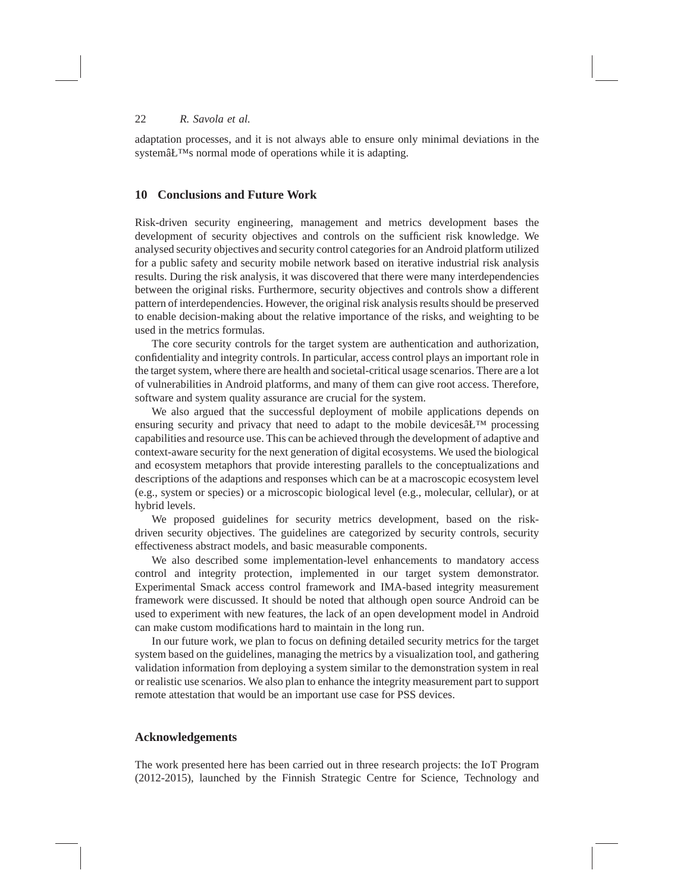adaptation processes, and it is not always able to ensure only minimal deviations in the systemâŁ™s normal mode of operations while it is adapting.

## 10 Conclusions and Future Work

Risk-driven security engineering, management and metrics development bases the development of security objectives and controls on the sufficient risk knowledge. We analysed security objectives and security control categories for an Android platform utilized for a public safety and security mobile network based on iterative industrial risk analysis results. During the risk analysis, it was discovered that there were many interdependencies between the original risks. Furthermore, security objectives and controls show a different pattern of interdependencies. However, the original risk analysis results should be preserved to enable decision-making about the relative importance of the risks, and weighting to be used in the metrics formulas.

The core security controls for the target system are authentication and authorization, confidentiality and integrity controls. In particular, access control plays an important role in the target system, where there are health and societal-critical usage scenarios. There are a lot of vulnerabilities in Android platforms, and many of them can give root access. Therefore, software and system quality assurance are crucial for the system.

We also argued that the successful deployment of mobile applications depends on ensuring security and privacy that need to adapt to the mobile devicesâŁ™ processing capabilities and resource use. This can be achieved through the development of adaptive and context-aware security for the next generation of digital ecosystems. We used the biological and ecosystem metaphors that provide interesting parallels to the conceptualizations and descriptions of the adaptions and responses which can be at a macroscopic ecosystem level (e.g., system or species) or a microscopic biological level (e.g., molecular, cellular), or at hybrid levels.

We proposed guidelines for security metrics development, based on the risk-driven security objectives. The guidelines are categorized by security controls, security effectiveness abstract models, and basic measurable components.

We also described some implementation-level enhancements to mandatory access control and integrity protection, implemented in our target system demonstrator. Experimental Smack access control framework and IMA-based integrity measurement framework were discussed. It should be noted that although open source Android can be used to experiment with new features, the lack of an open development model in Android can make custom modifications hard to maintain in the long run.

In our future work, we plan to focus on defining detailed security metrics for the target system based on the guidelines, managing the metrics by a visualization tool, and gathering validation information from deploying a system similar to the demonstration system in real or realistic use scenarios. We also plan to enhance the integrity measurement part to support remote attestation that would be an important use case for PSS devices.

## Acknowledgements

The work presented here has been carried out in three research projects: the IoT Program (2012-2015), launched by the Finnish Strategic Centre for Science, Technology and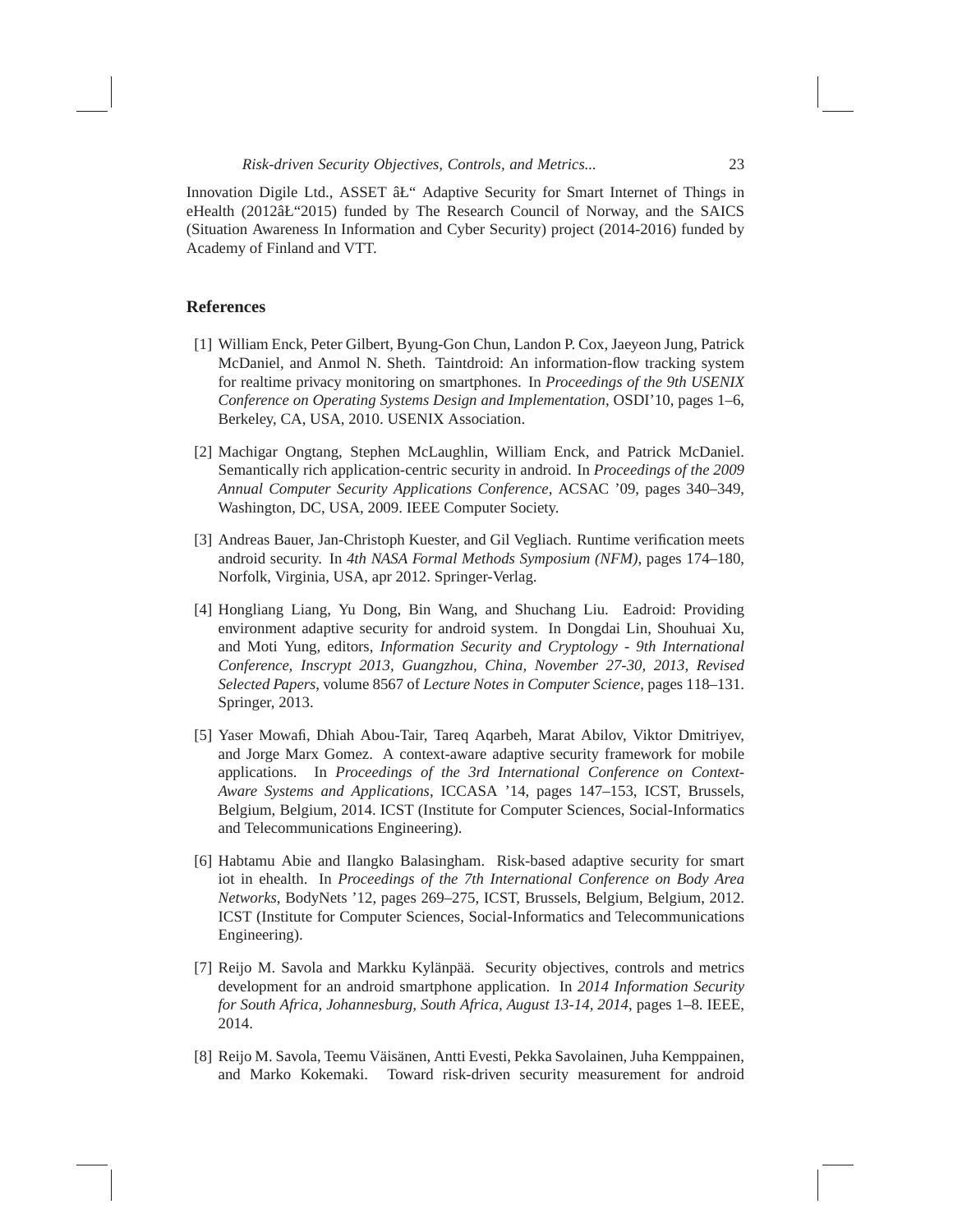Innovation Digile Ltd., ASSET âŁ“ Adaptive Security for Smart Internet of Things in eHealth (2012âŁ“2015) funded by The Research Council of Norway, and the SAICS (Situation Awareness In Information and Cyber Security) project (2014-2016) funded by Academy of Finland and VTT.

## References

[1] William Enck, Peter Gilbert, Byung-Gon Chun, Landon P. Cox, Jaeyeon Jung, Patrick McDaniel, and Anmol N. Sheth. Taintdroid: An information-flow tracking system for realtime privacy monitoring on smartphones. In *Proceedings of the 9th USENIX Conference on Operating Systems Design and Implementation*, OSDI'10, pages 1–6, Berkeley, CA, USA, 2010. USENIX Association.

[2] Machigar Ongtang, Stephen McLaughlin, William Enck, and Patrick McDaniel. Semantically rich application-centric security in android. In *Proceedings of the 2009 Annual Computer Security Applications Conference*, ACSAC '09, pages 340–349, Washington, DC, USA, 2009. IEEE Computer Society.

[3] Andreas Bauer, Jan-Christoph Kuester, and Gil Vegliach. Runtime verification meets android security. In *4th NASA Formal Methods Symposium (NFM)*, pages 174–180, Norfolk, Virginia, USA, apr 2012. Springer-Verlag.

[4] Hongliang Liang, Yu Dong, Bin Wang, and Shuchang Liu. Eadroid: Providing environment adaptive security for android system. In Dongdai Lin, Shouhuai Xu, and Moti Yung, editors, *Information Security and Cryptology - 9th International Conference, Inscrypt 2013, Guangzhou, China, November 27-30, 2013, Revised Selected Papers*, volume 8567 of *Lecture Notes in Computer Science*, pages 118–131. Springer, 2013.

[5] Yaser Mowafi, Dhiah Abou-Tair, Tareq Aqarbeh, Marat Abilov, Viktor Dmitriyev, and Jorge Marx Gomez. A context-aware adaptive security framework for mobile applications. In *Proceedings of the 3rd International Conference on Context-Aware Systems and Applications*, ICCASA '14, pages 147–153, ICST, Brussels, Belgium, Belgium, 2014. ICST (Institute for Computer Sciences, Social-Informatics and Telecommunications Engineering).

[6] Habtamu Abie and Ilangko Balasingham. Risk-based adaptive security for smart iot in ehealth. In *Proceedings of the 7th International Conference on Body Area Networks*, BodyNets '12, pages 269–275, ICST, Brussels, Belgium, Belgium, 2012. ICST (Institute for Computer Sciences, Social-Informatics and Telecommunications Engineering).

[7] Reijo M. Savola and Markku Kylänpää. Security objectives, controls and metrics development for an android smartphone application. In *2014 Information Security for South Africa, Johannesburg, South Africa, August 13-14, 2014*, pages 1–8. IEEE, 2014.

[8] Reijo M. Savola, Teemu Väisänen, Antti Evesti, Pekka Savolainen, Juha Kemppainen, and Marko Kokemaki. Toward risk-driven security measurement for android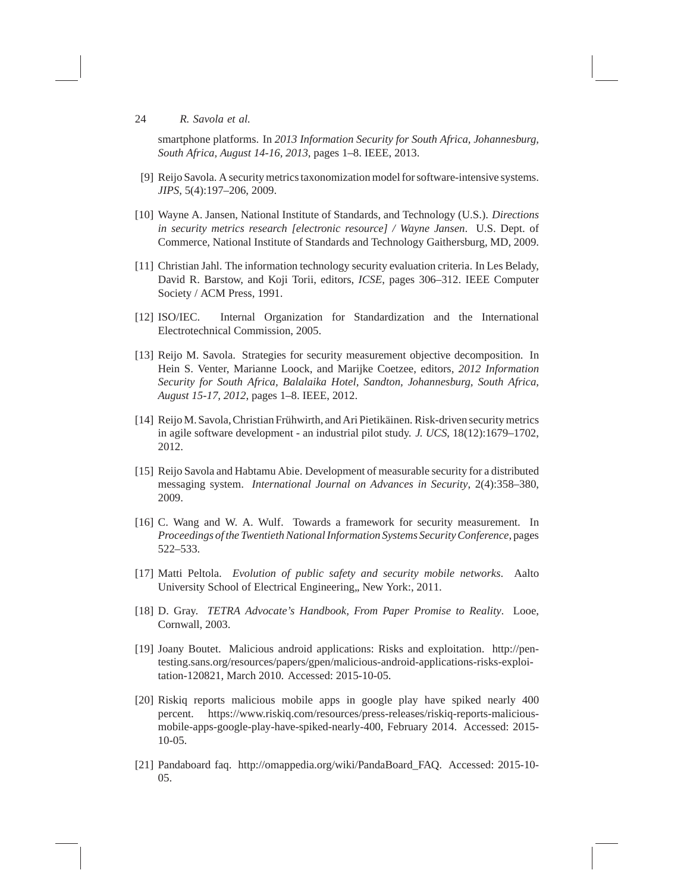smartphone platforms. In *2013 Information Security for South Africa, Johannesburg, South Africa, August 14-16, 2013*, pages 1–8. IEEE, 2013.

[9] Reijo Savola. A security metrics taxonomization model for software-intensive systems. *JIPS*, 5(4):197–206, 2009.

[10] Wayne A. Jansen, National Institute of Standards, and Technology (U.S.). *Directions in security metrics research [electronic resource] / Wayne Jansen*. U.S. Dept. of Commerce, National Institute of Standards and Technology Gaithersburg, MD, 2009.

[11] Christian Jahl. The information technology security evaluation criteria. In Les Belady, David R. Barstow, and Koji Torii, editors, *ICSE*, pages 306–312. IEEE Computer Society / ACM Press, 1991.

[12] ISO/IEC. Internal Organization for Standardization and the International Electrotechnical Commission, 2005.

[13] Reijo M. Savola. Strategies for security measurement objective decomposition. In Hein S. Venter, Marianne Loock, and Marijke Coetzee, editors, *2012 Information Security for South Africa, Balalaika Hotel, Sandton, Johannesburg, South Africa, August 15-17, 2012*, pages 1–8. IEEE, 2012.

[14] Reijo M. Savola, Christian Frühwirth, and Ari Pietikäinen. Risk-driven security metrics in agile software development - an industrial pilot study. *J. UCS*, 18(12):1679–1702, 2012.

[15] Reijo Savola and Habtamu Abie. Development of measurable security for a distributed messaging system. *International Journal on Advances in Security*, 2(4):358–380, 2009.

[16] C. Wang and W. A. Wulf. Towards a framework for security measurement. In *Proceedings of the Twentieth National Information Systems Security Conference*, pages 522–533.

[17] Matti Peltola. *Evolution of public safety and security mobile networks*. Aalto University School of Electrical Engineering,, New York:, 2011.

[18] D. Gray. *TETRA Advocate's Handbook, From Paper Promise to Reality*. Looe, Cornwall, 2003.

[19] Joany Boutet. Malicious android applications: Risks and exploitation. http://pentesting.sans.org/resources/papers/gpen/malicious-android-applications-risks-exploitation-120821, March 2010. Accessed: 2015-10-05.

[20] Riskiq reports malicious mobile apps in google play have spiked nearly 400 percent. https://www.riskiq.com/resources/press-releases/riskiq-reports-malicious-mobile-apps-google-play-have-spiked-nearly-400, February 2014. Accessed: 2015-10-05.

[21] Pandaboard faq. http://omappedia.org/wiki/PandaBoard_FAQ. Accessed: 2015-10-05.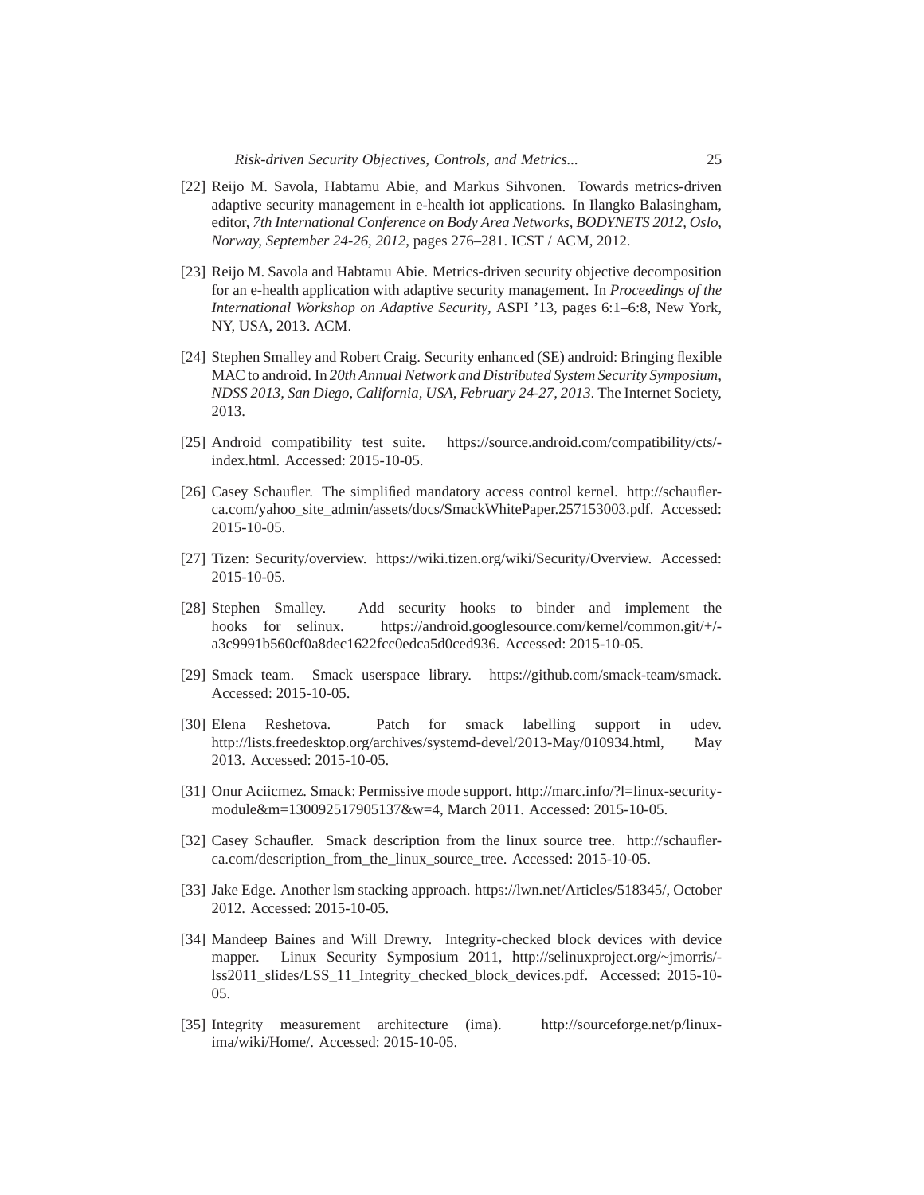[22] Reijo M. Savola, Habtamu Abie, and Markus Sihvonen. Towards metrics-driven adaptive security management in e-health iot applications. In Ilangko Balasingham, editor, *7th International Conference on Body Area Networks, BODYNETS 2012, Oslo, Norway, September 24-26, 2012*, pages 276–281. ICST / ACM, 2012.

[23] Reijo M. Savola and Habtamu Abie. Metrics-driven security objective decomposition for an e-health application with adaptive security management. In *Proceedings of the International Workshop on Adaptive Security*, ASPI '13, pages 6:1–6:8, New York, NY, USA, 2013. ACM.

[24] Stephen Smalley and Robert Craig. Security enhanced (SE) android: Bringing flexible MAC to android. In *20th Annual Network and Distributed System Security Symposium, NDSS 2013, San Diego, California, USA, February 24-27, 2013*. The Internet Society, 2013.

[25] Android compatibility test suite. https://source.android.com/compatibility/cts/-index.html. Accessed: 2015-10-05.

[26] Casey Schaufler. The simplified mandatory access control kernel. http://schaufler-ca.com/yahoo_site_admin/assets/docs/SmackWhitePaper.257153003.pdf. Accessed: 2015-10-05.

[27] Tizen: Security/overview. https://wiki.tizen.org/wiki/Security/Overview. Accessed: 2015-10-05.

[28] Stephen Smalley. Add security hooks to binder and implement the hooks for selinux. https://android.googlesource.com/kernel/common.git/+/-a3c9991b560cf0a8dec1622fcc0edca5d0ced936. Accessed: 2015-10-05.

[29] Smack team. Smack userspace library. https://github.com/smack-team/smack. Accessed: 2015-10-05.

[30] Elena Reshetova. Patch for smack labelling support in udev. http://lists.freedesktop.org/archives/systemd-devel/2013-May/010934.html, May 2013. Accessed: 2015-10-05.

[31] Onur Aciicmez. Smack: Permissive mode support. http://marc.info/?l=linux-security-module&m=130092517905137&w=4, March 2011. Accessed: 2015-10-05.

[32] Casey Schaufler. Smack description from the linux source tree. http://schaufler-ca.com/description_from_the_linux_source_tree. Accessed: 2015-10-05.

[33] Jake Edge. Another lsm stacking approach. https://lwn.net/Articles/518345/, October 2012. Accessed: 2015-10-05.

[34] Mandeep Baines and Will Drewry. Integrity-checked block devices with device mapper. Linux Security Symposium 2011, http://selinuxproject.org/~jmorris/-lss2011_slides/LSS_11_Integrity_checked_block_devices.pdf. Accessed: 2015-10-05.

[35] Integrity measurement architecture (ima). http://sourceforge.net/p/linux-ima/wiki/Home/. Accessed: 2015-10-05.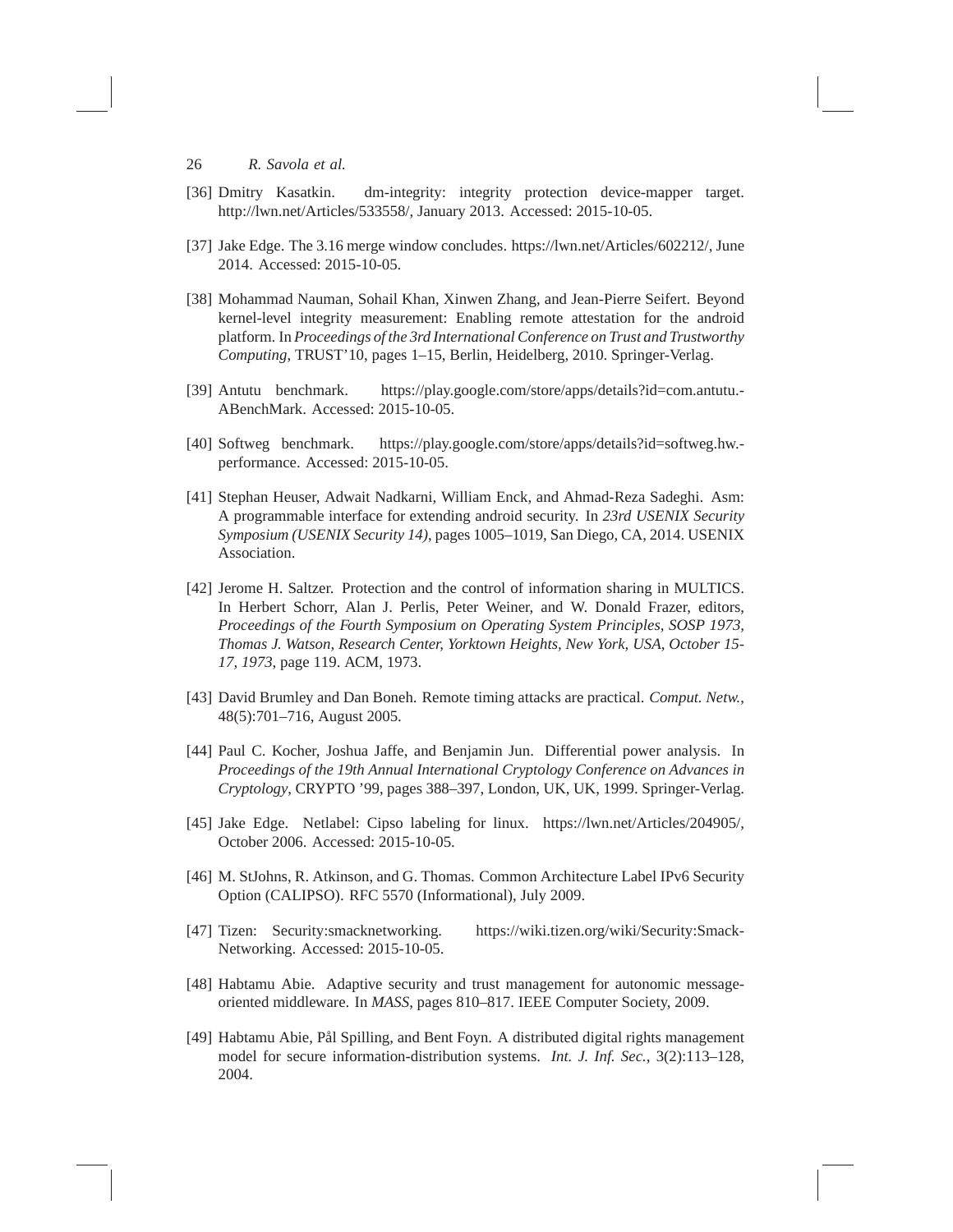[36] Dmitry Kasatkin. dm-integrity: integrity protection device-mapper target. http://lwn.net/Articles/533558/, January 2013. Accessed: 2015-10-05.

[37] Jake Edge. The 3.16 merge window concludes. https://lwn.net/Articles/602212/, June 2014. Accessed: 2015-10-05.

[38] Mohammad Nauman, Sohail Khan, Xinwen Zhang, and Jean-Pierre Seifert. Beyond kernel-level integrity measurement: Enabling remote attestation for the android platform. In *Proceedings of the 3rd International Conference on Trust and Trustworthy Computing*, TRUST'10, pages 1–15, Berlin, Heidelberg, 2010. Springer-Verlag.

[39] Antutu benchmark. https://play.google.com/store/apps/details?id=com.antutu.-ABenchMark. Accessed: 2015-10-05.

[40] Softweg benchmark. https://play.google.com/store/apps/details?id=softweg.hw.-performance. Accessed: 2015-10-05.

[41] Stephan Heuser, Adwait Nadkarni, William Enck, and Ahmad-Reza Sadeghi. Asm: A programmable interface for extending android security. In *23rd USENIX Security Symposium (USENIX Security 14)*, pages 1005–1019, San Diego, CA, 2014. USENIX Association.

[42] Jerome H. Saltzer. Protection and the control of information sharing in MULTICS. In Herbert Schorr, Alan J. Perlis, Peter Weiner, and W. Donald Frazer, editors, *Proceedings of the Fourth Symposium on Operating System Principles, SOSP 1973, Thomas J. Watson, Research Center, Yorktown Heights, New York, USA, October 15-17, 1973*, page 119. ACM, 1973.

[43] David Brumley and Dan Boneh. Remote timing attacks are practical. *Comput. Netw.*, 48(5):701–716, August 2005.

[44] Paul C. Kocher, Joshua Jaffe, and Benjamin Jun. Differential power analysis. In *Proceedings of the 19th Annual International Cryptology Conference on Advances in Cryptology*, CRYPTO '99, pages 388–397, London, UK, UK, 1999. Springer-Verlag.

[45] Jake Edge. Netlabel: Cipso labeling for linux. https://lwn.net/Articles/204905/, October 2006. Accessed: 2015-10-05.

[46] M. StJohns, R. Atkinson, and G. Thomas. Common Architecture Label IPv6 Security Option (CALIPSO). RFC 5570 (Informational), July 2009.

[47] Tizen: Security:smacknetworking. https://wiki.tizen.org/wiki/Security:Smack-Networking. Accessed: 2015-10-05.

[48] Habtamu Abie. Adaptive security and trust management for autonomic message-oriented middleware. In *MASS*, pages 810–817. IEEE Computer Society, 2009.

[49] Habtamu Abie, Pål Spilling, and Bent Foyn. A distributed digital rights management model for secure information-distribution systems. *Int. J. Inf. Sec.*, 3(2):113–128, 2004.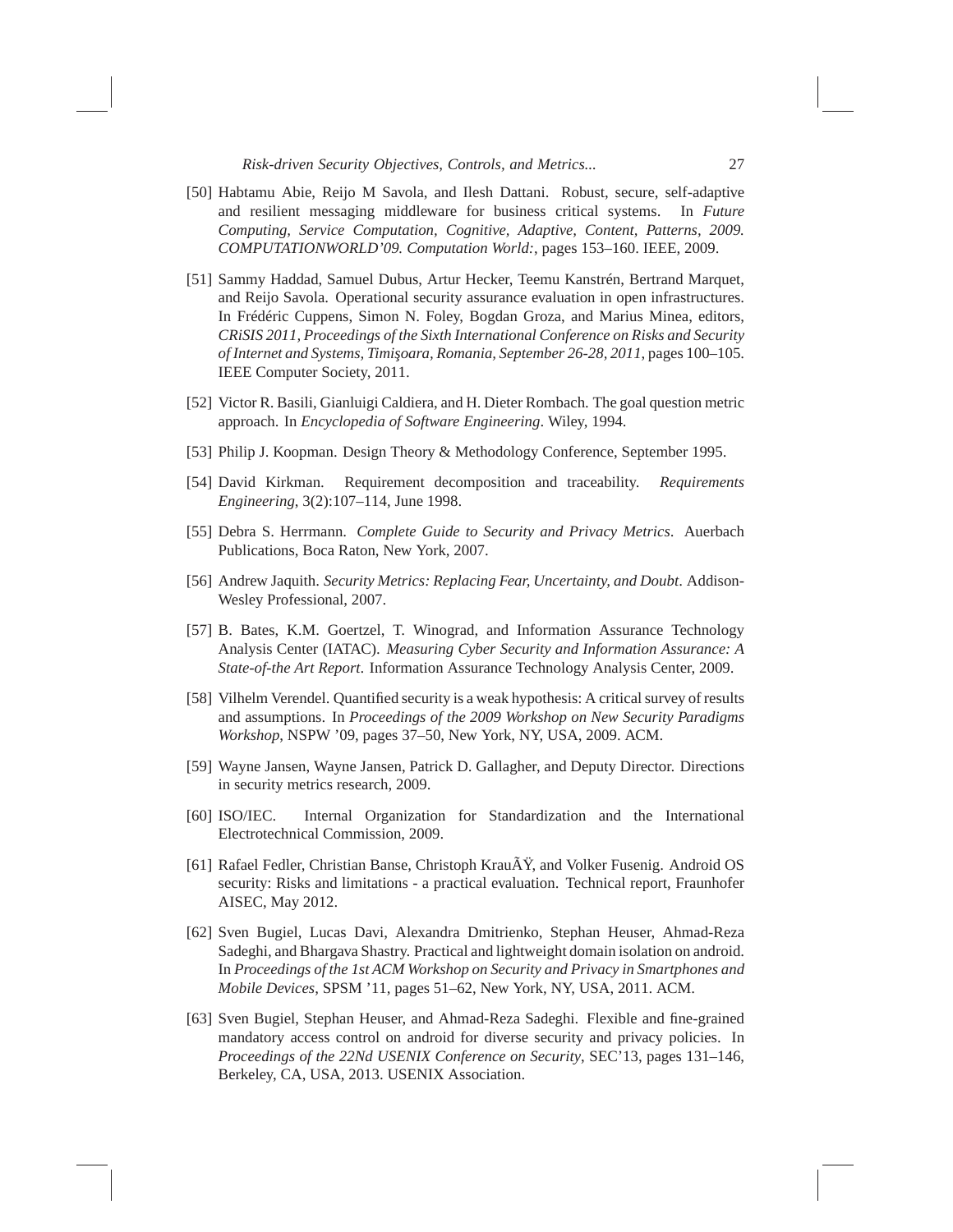[50] Habtamu Abie, Reijo M Savola, and Ilesh Dattani. Robust, secure, self-adaptive and resilient messaging middleware for business critical systems. In *Future Computing, Service Computation, Cognitive, Adaptive, Content, Patterns, 2009. COMPUTATIONWORLD'09. Computation World:*, pages 153–160. IEEE, 2009.

[51] Sammy Haddad, Samuel Dubus, Artur Hecker, Teemu Kanstrén, Bertrand Marquet, and Reijo Savola. Operational security assurance evaluation in open infrastructures. In Frédéric Cuppens, Simon N. Foley, Bogdan Groza, and Marius Minea, editors, *CRiSIS 2011, Proceedings of the Sixth International Conference on Risks and Security of Internet and Systems, Timişoara, Romania, September 26-28, 2011*, pages 100–105. IEEE Computer Society, 2011.

[52] Victor R. Basili, Gianluigi Caldiera, and H. Dieter Rombach. The goal question metric approach. In *Encyclopedia of Software Engineering*. Wiley, 1994.

[53] Philip J. Koopman. Design Theory & Methodology Conference, September 1995.

[54] David Kirkman. Requirement decomposition and traceability. *Requirements Engineering*, 3(2):107–114, June 1998.

[55] Debra S. Herrmann. *Complete Guide to Security and Privacy Metrics*. Auerbach Publications, Boca Raton, New York, 2007.

[56] Andrew Jaquith. *Security Metrics: Replacing Fear, Uncertainty, and Doubt*. Addison-Wesley Professional, 2007.

[57] B. Bates, K.M. Goertzel, T. Winograd, and Information Assurance Technology Analysis Center (IATAC). *Measuring Cyber Security and Information Assurance: A State-of-the Art Report*. Information Assurance Technology Analysis Center, 2009.

[58] Vilhelm Verendel. Quantified security is a weak hypothesis: A critical survey of results and assumptions. In *Proceedings of the 2009 Workshop on New Security Paradigms Workshop*, NSPW '09, pages 37–50, New York, NY, USA, 2009. ACM.

[59] Wayne Jansen, Wayne Jansen, Patrick D. Gallagher, and Deputy Director. Directions in security metrics research, 2009.

[60] ISO/IEC. Internal Organization for Standardization and the International Electrotechnical Commission, 2009.

[61] Rafael Fedler, Christian Banse, Christoph KrauÃŸ, and Volker Fusenig. Android OS security: Risks and limitations - a practical evaluation. Technical report, Fraunhofer AISEC, May 2012.

[62] Sven Bugiel, Lucas Davi, Alexandra Dmitrienko, Stephan Heuser, Ahmad-Reza Sadeghi, and Bhargava Shastry. Practical and lightweight domain isolation on android. In *Proceedings of the 1st ACM Workshop on Security and Privacy in Smartphones and Mobile Devices*, SPSM '11, pages 51–62, New York, NY, USA, 2011. ACM.

[63] Sven Bugiel, Stephan Heuser, and Ahmad-Reza Sadeghi. Flexible and fine-grained mandatory access control on android for diverse security and privacy policies. In *Proceedings of the 22Nd USENIX Conference on Security*, SEC'13, pages 131–146, Berkeley, CA, USA, 2013. USENIX Association.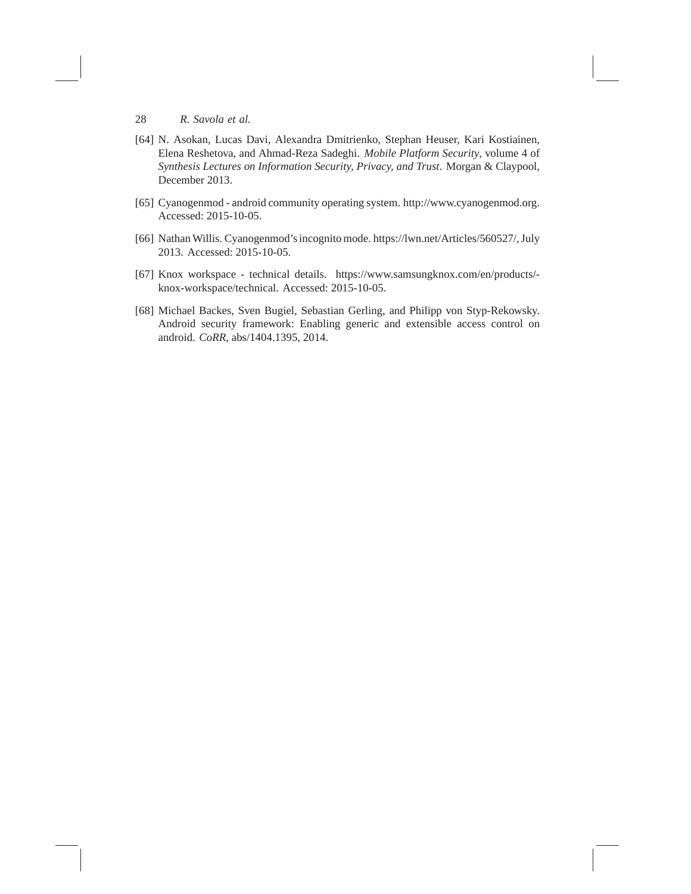[64] N. Asokan, Lucas Davi, Alexandra Dmitrienko, Stephan Heuser, Kari Kostiainen, Elena Reshetova, and Ahmad-Reza Sadeghi. *Mobile Platform Security*, volume 4 of *Synthesis Lectures on Information Security, Privacy, and Trust*. Morgan & Claypool, December 2013.

[65] Cyanogenmod - android community operating system. http://www.cyanogenmod.org. Accessed: 2015-10-05.

[66] Nathan Willis. Cyanogenmod's incognito mode. https://lwn.net/Articles/560527/, July 2013. Accessed: 2015-10-05.

[67] Knox workspace - technical details. https://www.samsungknox.com/en/products/-knox-workspace/technical. Accessed: 2015-10-05.

[68] Michael Backes, Sven Bugiel, Sebastian Gerling, and Philipp von Styp-Rekowsky. Android security framework: Enabling generic and extensible access control on android. *CoRR*, abs/1404.1395, 2014.